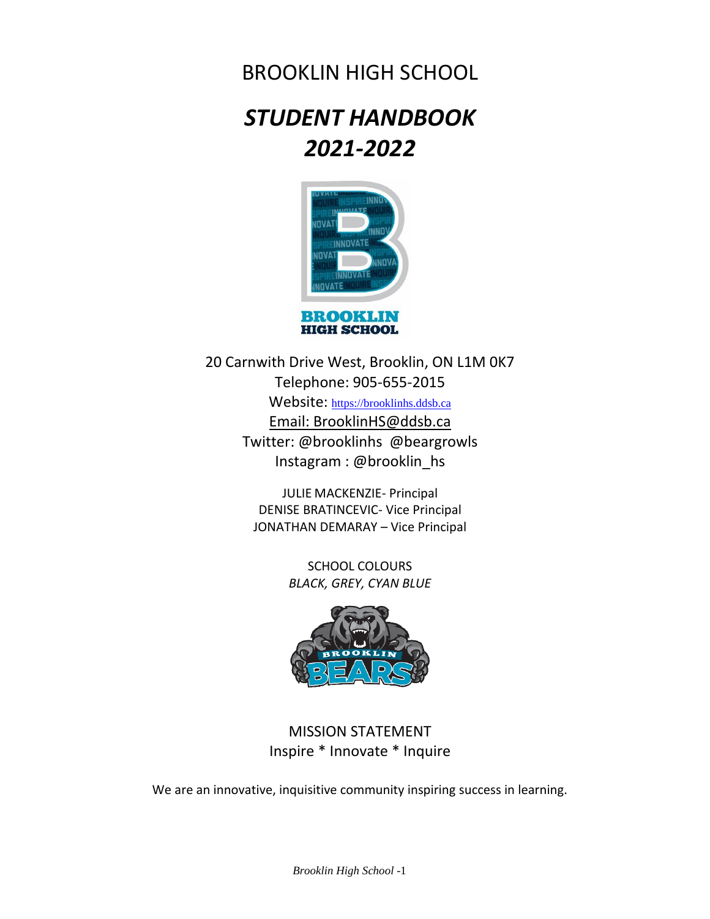# BROOKLIN HIGH SCHOOL

# *STUDENT HANDBOOK*
# *2021-2022*

20 Carnwith Drive West, Brooklin, ON L1M 0K7
Telephone: 905-655-2015
Website: https://brooklinhs.ddsb.ca
Email: BrooklinHS@ddsb.ca
Twitter: @brooklinhs @beargrowls
Instagram : @brooklin_hs

JULIE MACKENZIE- Principal
DENISE BRATINCEVIC- Vice Principal
JONATHAN DEMARAY – Vice Principal

SCHOOL COLOURS
*BLACK, GREY, CYAN BLUE*

MISSION STATEMENT
Inspire * Innovate * Inquire

We are an innovative, inquisitive community inspiring success in learning.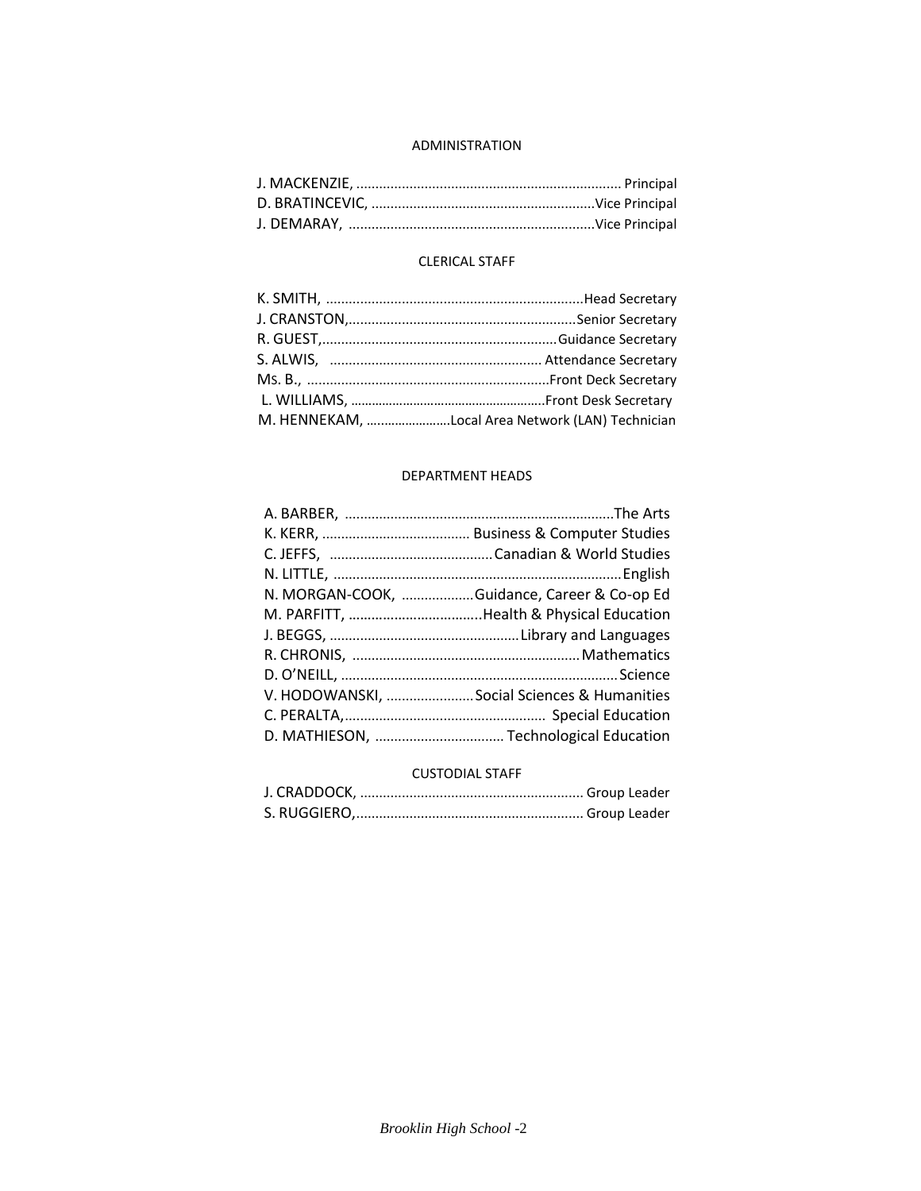## ADMINISTRATION

J. MACKENZIE, ...................................................................... Principal
D. BRATINCEVIC, ...........................................................Vice Principal
J. DEMARAY, .................................................................Vice Principal

## CLERICAL STAFF

K. SMITH, ...................................................................Head Secretary
J. CRANSTON,...........................................................Senior Secretary
R. GUEST,.............................................................Guidance Secretary
S. ALWIS, ....................................................... Attendance Secretary
MS. B., ................................................................Front Deck Secretary
L. WILLIAMS, ........................................................Front Desk Secretary
M. HENNEKAM, .......................Local Area Network (LAN) Technician

## DEPARTMENT HEADS

A. BARBER, .......................................................................The Arts
K. KERR, ....................................... Business & Computer Studies
C. JEFFS, ...........................................Canadian & World Studies
N. LITTLE, ............................................................................English
N. MORGAN-COOK, ...................Guidance, Career & Co-op Ed
M. PARFITT, ...................................Health & Physical Education
J. BEGGS, ..................................................Library and Languages
R. CHRONIS, ...........................................................Mathematics
D. O'NEILL, .........................................................................Science
V. HODOWANSKI, .......................Social Sciences & Humanities
C. PERALTA,..................................................... Special Education
D. MATHIESON, .................................. Technological Education

## CUSTODIAL STAFF

J. CRADDOCK, ........................................................... Group Leader
S. RUGGIERO,............................................................ Group Leader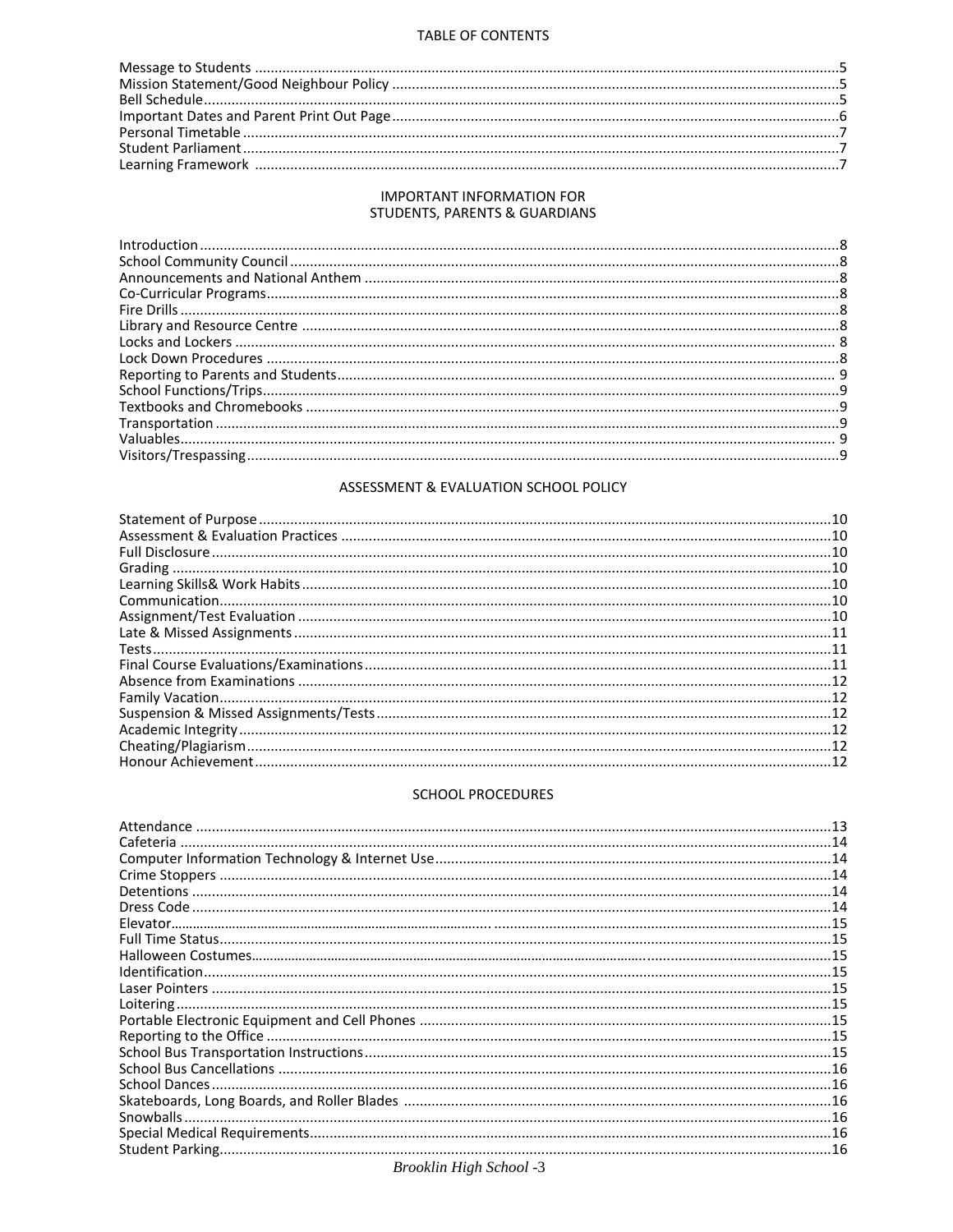# TABLE OF CONTENTS

Message to Students ....................................................................................................................5
Mission Statement/Good Neighbour Policy ..................................................................................5
Bell Schedule................................................................................................................................5
Important Dates and Parent Print Out Page.................................................................................6
Personal Timetable .......................................................................................................................7
Student Parliament.......................................................................................................................7
Learning Framework ....................................................................................................................7

## IMPORTANT INFORMATION FOR STUDENTS, PARENTS & GUARDIANS

Introduction..................................................................................................................................8
School Community Council...........................................................................................................8
Announcements and National Anthem ........................................................................................8
Co-Curricular Programs.................................................................................................................8
Fire Drills ......................................................................................................................................8
Library and Resource Centre ........................................................................................................8
Locks and Lockers ........................................................................................................................ 8
Lock Down Procedures .................................................................................................................8
Reporting to Parents and Students.............................................................................................. 9
School Functions/Trips..................................................................................................................9
Textbooks and Chromebooks .......................................................................................................9
Transportation .............................................................................................................................9
Valuables..................................................................................................................................... 9
Visitors/Trespassing......................................................................................................................9

## ASSESSMENT & EVALUATION SCHOOL POLICY

Statement of Purpose.................................................................................................................10
Assessment & Evaluation Practices ............................................................................................10
Full Disclosure.............................................................................................................................10
Grading .......................................................................................................................................10
Learning Skills& Work Habits......................................................................................................10
Communication...........................................................................................................................10
Assignment/Test Evaluation .......................................................................................................10
Late & Missed Assignments ........................................................................................................11
Tests............................................................................................................................................11
Final Course Evaluations/Examinations......................................................................................11
Absence from Examinations .......................................................................................................12
Family Vacation...........................................................................................................................12
Suspension & Missed Assignments/Tests....................................................................................12
Academic Integrity.....................................................................................................................12
Cheating/Plagiarism...................................................................................................................12
Honour Achievement..................................................................................................................12

## SCHOOL PROCEDURES

Attendance .................................................................................................................................13
Cafeteria .....................................................................................................................................14
Computer Information Technology & Internet Use.....................................................................14
Crime Stoppers ...........................................................................................................................14
Detentions ..................................................................................................................................14
Dress Code ..................................................................................................................................14
Elevator.......................................................................................................................................15
Full Time Status...........................................................................................................................15
Halloween Costumes...................................................................................................................15
Identification...............................................................................................................................15
Laser Pointers .............................................................................................................................15
Loitering......................................................................................................................................15
Portable Electronic Equipment and Cell Phones .........................................................................15
Reporting to the Office ...............................................................................................................15
School Bus Transportation Instructions.......................................................................................15
School Bus Cancellations ............................................................................................................16
School Dances.............................................................................................................................16
Skateboards, Long Boards, and Roller Blades .............................................................................16
Snowballs....................................................................................................................................16
Special Medical Requirements.....................................................................................................16
Student Parking...........................................................................................................................16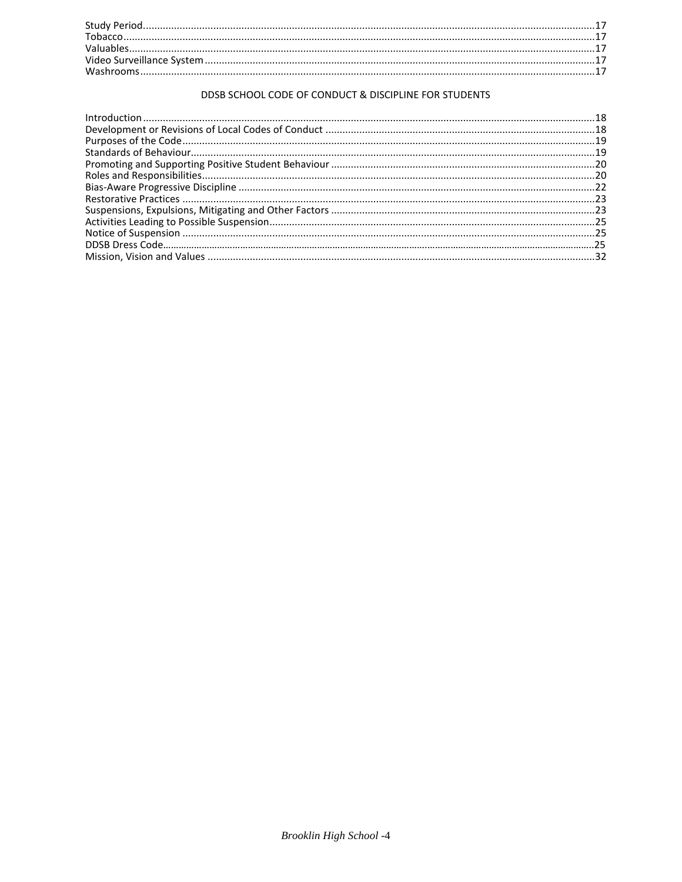Study Period....17
Tobacco....17
Valuables....17
Video Surveillance System....17
Washrooms....17

## DDSB SCHOOL CODE OF CONDUCT & DISCIPLINE FOR STUDENTS

Introduction....18
Development or Revisions of Local Codes of Conduct....18
Purposes of the Code....19
Standards of Behaviour....19
Promoting and Supporting Positive Student Behaviour....20
Roles and Responsibilities....20
Bias-Aware Progressive Discipline....22
Restorative Practices....23
Suspensions, Expulsions, Mitigating and Other Factors....23
Activities Leading to Possible Suspension....25
Notice of Suspension....25
DDSB Dress Code....25
Mission, Vision and Values....32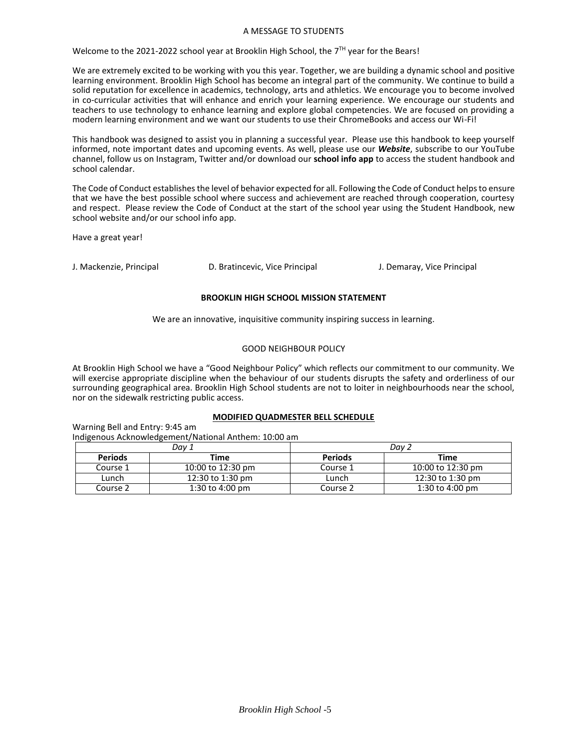## A MESSAGE TO STUDENTS

Welcome to the 2021-2022 school year at Brooklin High School, the 7TH year for the Bears!

We are extremely excited to be working with you this year. Together, we are building a dynamic school and positive learning environment. Brooklin High School has become an integral part of the community. We continue to build a solid reputation for excellence in academics, technology, arts and athletics. We encourage you to become involved in co-curricular activities that will enhance and enrich your learning experience. We encourage our students and teachers to use technology to enhance learning and explore global competencies. We are focused on providing a modern learning environment and we want our students to use their ChromeBooks and access our Wi-Fi!

This handbook was designed to assist you in planning a successful year. Please use this handbook to keep yourself informed, note important dates and upcoming events. As well, please use our ***Website***, subscribe to our YouTube channel, follow us on Instagram, Twitter and/or download our **school info app** to access the student handbook and school calendar.

The Code of Conduct establishes the level of behavior expected for all. Following the Code of Conduct helps to ensure that we have the best possible school where success and achievement are reached through cooperation, courtesy and respect. Please review the Code of Conduct at the start of the school year using the Student Handbook, new school website and/or our school info app.

Have a great year!

J. Mackenzie, Principal D. Bratincevic, Vice Principal J. Demaray, Vice Principal

## BROOKLIN HIGH SCHOOL MISSION STATEMENT

We are an innovative, inquisitive community inspiring success in learning.

## GOOD NEIGHBOUR POLICY

At Brooklin High School we have a "Good Neighbour Policy" which reflects our commitment to our community. We will exercise appropriate discipline when the behaviour of our students disrupts the safety and orderliness of our surrounding geographical area. Brooklin High School students are not to loiter in neighbourhoods near the school, nor on the sidewalk restricting public access.

## MODIFIED QUADMESTER BELL SCHEDULE

Warning Bell and Entry: 9:45 am

Indigenous Acknowledgement/National Anthem: 10:00 am

| *Day 1* | | *Day 2* | |
|---|---|---|---|
| **Periods** | **Time** | **Periods** | **Time** |
| Course 1 | 10:00 to 12:30 pm | Course 1 | 10:00 to 12:30 pm |
| Lunch | 12:30 to 1:30 pm | Lunch | 12:30 to 1:30 pm |
| Course 2 | 1:30 to 4:00 pm | Course 2 | 1:30 to 4:00 pm |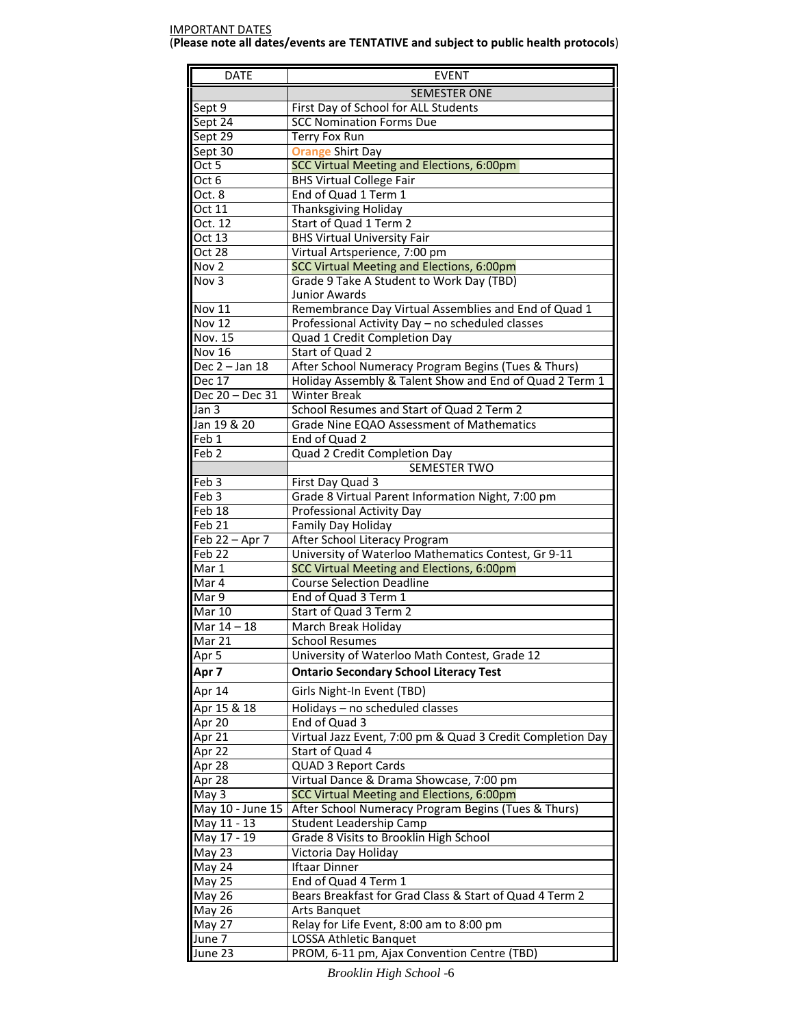IMPORTANT DATES

(**Please note all dates/events are TENTATIVE and subject to public health protocols**)

| DATE | EVENT |
|---|---|
| | SEMESTER ONE |
| Sept 9 | First Day of School for ALL Students |
| Sept 24 | SCC Nomination Forms Due |
| Sept 29 | Terry Fox Run |
| Sept 30 | Orange Shirt Day |
| Oct 5 | SCC Virtual Meeting and Elections, 6:00pm |
| Oct 6 | BHS Virtual College Fair |
| Oct. 8 | End of Quad 1 Term 1 |
| Oct 11 | Thanksgiving Holiday |
| Oct. 12 | Start of Quad 1 Term 2 |
| Oct 13 | BHS Virtual University Fair |
| Oct 28 | Virtual Artsperience, 7:00 pm |
| Nov 2 | SCC Virtual Meeting and Elections, 6:00pm |
| Nov 3 | Grade 9 Take A Student to Work Day (TBD) Junior Awards |
| Nov 11 | Remembrance Day Virtual Assemblies and End of Quad 1 |
| Nov 12 | Professional Activity Day – no scheduled classes |
| Nov. 15 | Quad 1 Credit Completion Day |
| Nov 16 | Start of Quad 2 |
| Dec 2 – Jan 18 | After School Numeracy Program Begins (Tues & Thurs) |
| Dec 17 | Holiday Assembly & Talent Show and End of Quad 2 Term 1 |
| Dec 20 – Dec 31 | Winter Break |
| Jan 3 | School Resumes and Start of Quad 2 Term 2 |
| Jan 19 & 20 | Grade Nine EQAO Assessment of Mathematics |
| Feb 1 | End of Quad 2 |
| Feb 2 | Quad 2 Credit Completion Day |
| | SEMESTER TWO |
| Feb 3 | First Day Quad 3 |
| Feb 3 | Grade 8 Virtual Parent Information Night, 7:00 pm |
| Feb 18 | Professional Activity Day |
| Feb 21 | Family Day Holiday |
| Feb 22 – Apr 7 | After School Literacy Program |
| Feb 22 | University of Waterloo Mathematics Contest, Gr 9-11 |
| Mar 1 | SCC Virtual Meeting and Elections, 6:00pm |
| Mar 4 | Course Selection Deadline |
| Mar 9 | End of Quad 3 Term 1 |
| Mar 10 | Start of Quad 3 Term 2 |
| Mar 14 – 18 | March Break Holiday |
| Mar 21 | School Resumes |
| Apr 5 | University of Waterloo Math Contest, Grade 12 |
| **Apr 7** | **Ontario Secondary School Literacy Test** |
| Apr 14 | Girls Night-In Event (TBD) |
| Apr 15 & 18 | Holidays – no scheduled classes |
| Apr 20 | End of Quad 3 |
| Apr 21 | Virtual Jazz Event, 7:00 pm & Quad 3 Credit Completion Day |
| Apr 22 | Start of Quad 4 |
| Apr 28 | QUAD 3 Report Cards |
| Apr 28 | Virtual Dance & Drama Showcase, 7:00 pm |
| May 3 | SCC Virtual Meeting and Elections, 6:00pm |
| May 10 - June 15 | After School Numeracy Program Begins (Tues & Thurs) |
| May 11 - 13 | Student Leadership Camp |
| May 17 - 19 | Grade 8 Visits to Brooklin High School |
| May 23 | Victoria Day Holiday |
| May 24 | Iftaar Dinner |
| May 25 | End of Quad 4 Term 1 |
| May 26 | Bears Breakfast for Grad Class & Start of Quad 4 Term 2 |
| May 26 | Arts Banquet |
| May 27 | Relay for Life Event, 8:00 am to 8:00 pm |
| June 7 | LOSSA Athletic Banquet |
| June 23 | PROM, 6-11 pm, Ajax Convention Centre (TBD) |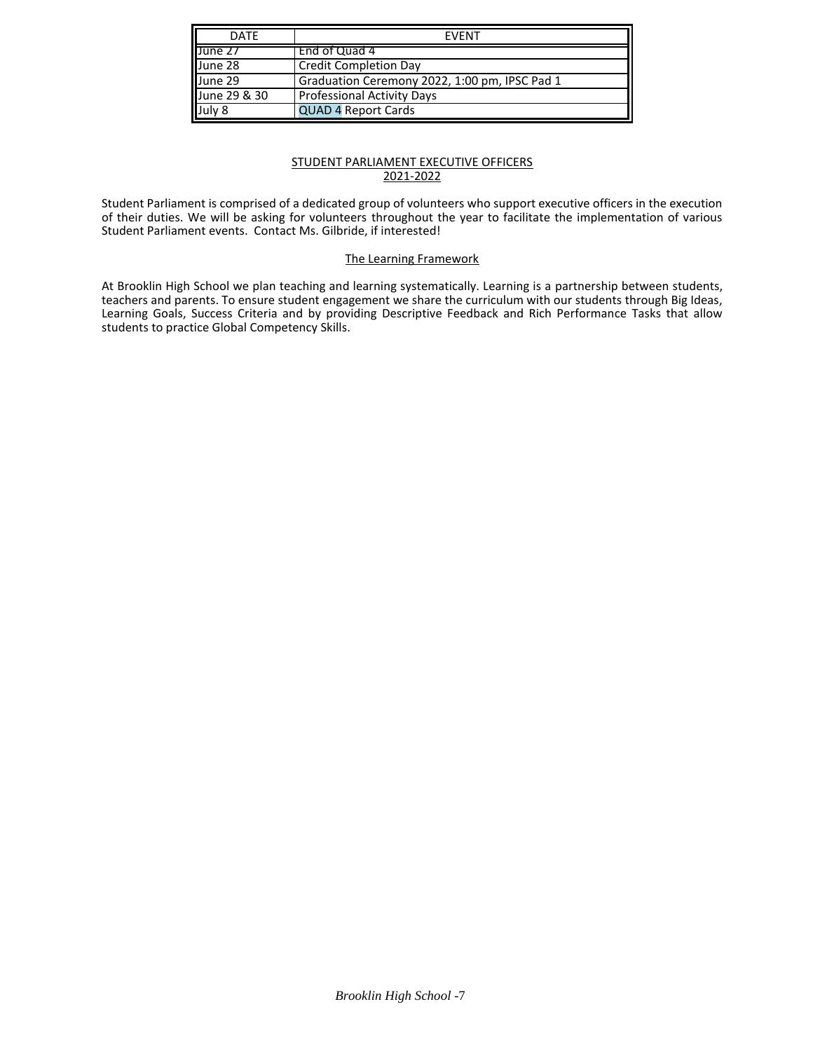| DATE | EVENT |
|---|---|
| June 27 | End of Quad 4 |
| June 28 | Credit Completion Day |
| June 29 | Graduation Ceremony 2022, 1:00 pm, IPSC Pad 1 |
| June 29 & 30 | Professional Activity Days |
| July 8 | QUAD 4 Report Cards |

## STUDENT PARLIAMENT EXECUTIVE OFFICERS 2021-2022

Student Parliament is comprised of a dedicated group of volunteers who support executive officers in the execution of their duties. We will be asking for volunteers throughout the year to facilitate the implementation of various Student Parliament events. Contact Ms. Gilbride, if interested!

## The Learning Framework

At Brooklin High School we plan teaching and learning systematically. Learning is a partnership between students, teachers and parents. To ensure student engagement we share the curriculum with our students through Big Ideas, Learning Goals, Success Criteria and by providing Descriptive Feedback and Rich Performance Tasks that allow students to practice Global Competency Skills.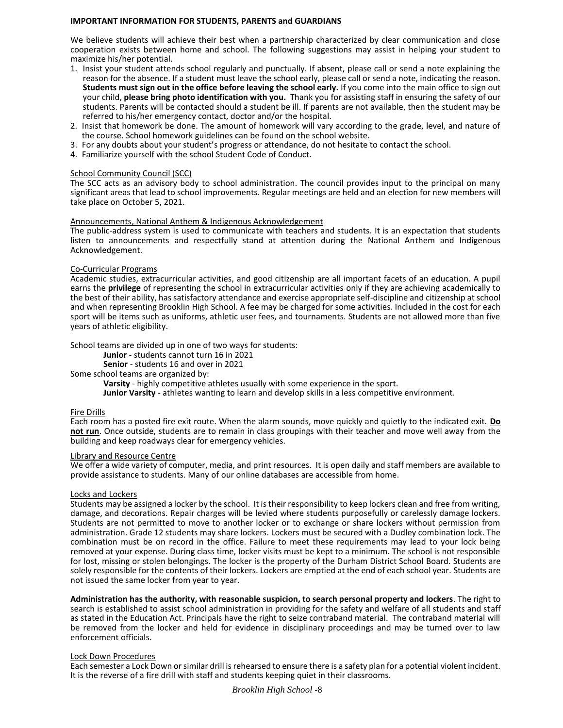## IMPORTANT INFORMATION FOR STUDENTS, PARENTS and GUARDIANS

We believe students will achieve their best when a partnership characterized by clear communication and close cooperation exists between home and school. The following suggestions may assist in helping your student to maximize his/her potential.

1. Insist your student attends school regularly and punctually. If absent, please call or send a note explaining the reason for the absence. If a student must leave the school early, please call or send a note, indicating the reason. **Students must sign out in the office before leaving the school early.** If you come into the main office to sign out your child, **please bring photo identification with you.** Thank you for assisting staff in ensuring the safety of our students. Parents will be contacted should a student be ill. If parents are not available, then the student may be referred to his/her emergency contact, doctor and/or the hospital.
2. Insist that homework be done. The amount of homework will vary according to the grade, level, and nature of the course. School homework guidelines can be found on the school website.
3. For any doubts about your student's progress or attendance, do not hesitate to contact the school.
4. Familiarize yourself with the school Student Code of Conduct.

### School Community Council (SCC)

The SCC acts as an advisory body to school administration. The council provides input to the principal on many significant areas that lead to school improvements. Regular meetings are held and an election for new members will take place on October 5, 2021.

### Announcements, National Anthem & Indigenous Acknowledgement

The public-address system is used to communicate with teachers and students. It is an expectation that students listen to announcements and respectfully stand at attention during the National Anthem and Indigenous Acknowledgement.

### Co-Curricular Programs

Academic studies, extracurricular activities, and good citizenship are all important facets of an education. A pupil earns the **privilege** of representing the school in extracurricular activities only if they are achieving academically to the best of their ability, has satisfactory attendance and exercise appropriate self-discipline and citizenship at school and when representing Brooklin High School. A fee may be charged for some activities. Included in the cost for each sport will be items such as uniforms, athletic user fees, and tournaments. Students are not allowed more than five years of athletic eligibility.

School teams are divided up in one of two ways for students:

- **Junior** - students cannot turn 16 in 2021
- **Senior** - students 16 and over in 2021

Some school teams are organized by:

- **Varsity** - highly competitive athletes usually with some experience in the sport.
- **Junior Varsity** - athletes wanting to learn and develop skills in a less competitive environment.

### Fire Drills

Each room has a posted fire exit route. When the alarm sounds, move quickly and quietly to the indicated exit. **Do not run**. Once outside, students are to remain in class groupings with their teacher and move well away from the building and keep roadways clear for emergency vehicles.

### Library and Resource Centre

We offer a wide variety of computer, media, and print resources. It is open daily and staff members are available to provide assistance to students. Many of our online databases are accessible from home.

### Locks and Lockers

Students may be assigned a locker by the school. It is their responsibility to keep lockers clean and free from writing, damage, and decorations. Repair charges will be levied where students purposefully or carelessly damage lockers. Students are not permitted to move to another locker or to exchange or share lockers without permission from administration. Grade 12 students may share lockers. Lockers must be secured with a Dudley combination lock. The combination must be on record in the office. Failure to meet these requirements may lead to your lock being removed at your expense. During class time, locker visits must be kept to a minimum. The school is not responsible for lost, missing or stolen belongings. The locker is the property of the Durham District School Board. Students are solely responsible for the contents of their lockers. Lockers are emptied at the end of each school year. Students are not issued the same locker from year to year.

**Administration has the authority, with reasonable suspicion, to search personal property and lockers**. The right to search is established to assist school administration in providing for the safety and welfare of all students and staff as stated in the Education Act. Principals have the right to seize contraband material. The contraband material will be removed from the locker and held for evidence in disciplinary proceedings and may be turned over to law enforcement officials.

### Lock Down Procedures

Each semester a Lock Down or similar drill is rehearsed to ensure there is a safety plan for a potential violent incident. It is the reverse of a fire drill with staff and students keeping quiet in their classrooms.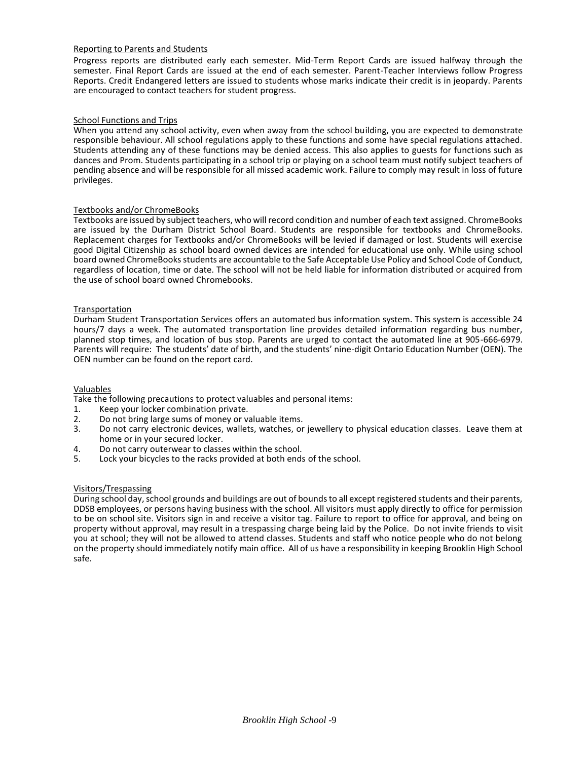## Reporting to Parents and Students

Progress reports are distributed early each semester. Mid-Term Report Cards are issued halfway through the semester. Final Report Cards are issued at the end of each semester. Parent-Teacher Interviews follow Progress Reports. Credit Endangered letters are issued to students whose marks indicate their credit is in jeopardy. Parents are encouraged to contact teachers for student progress.

## School Functions and Trips

When you attend any school activity, even when away from the school building, you are expected to demonstrate responsible behaviour. All school regulations apply to these functions and some have special regulations attached. Students attending any of these functions may be denied access. This also applies to guests for functions such as dances and Prom. Students participating in a school trip or playing on a school team must notify subject teachers of pending absence and will be responsible for all missed academic work. Failure to comply may result in loss of future privileges.

## Textbooks and/or ChromeBooks

Textbooks are issued by subject teachers, who will record condition and number of each text assigned. ChromeBooks are issued by the Durham District School Board. Students are responsible for textbooks and ChromeBooks. Replacement charges for Textbooks and/or ChromeBooks will be levied if damaged or lost. Students will exercise good Digital Citizenship as school board owned devices are intended for educational use only. While using school board owned ChromeBooks students are accountable to the Safe Acceptable Use Policy and School Code of Conduct, regardless of location, time or date. The school will not be held liable for information distributed or acquired from the use of school board owned Chromebooks.

## Transportation

Durham Student Transportation Services offers an automated bus information system. This system is accessible 24 hours/7 days a week. The automated transportation line provides detailed information regarding bus number, planned stop times, and location of bus stop. Parents are urged to contact the automated line at 905-666-6979. Parents will require: The students' date of birth, and the students' nine-digit Ontario Education Number (OEN). The OEN number can be found on the report card.

## Valuables

Take the following precautions to protect valuables and personal items:

1. Keep your locker combination private.
2. Do not bring large sums of money or valuable items.
3. Do not carry electronic devices, wallets, watches, or jewellery to physical education classes. Leave them at home or in your secured locker.
4. Do not carry outerwear to classes within the school.
5. Lock your bicycles to the racks provided at both ends of the school.

## Visitors/Trespassing

During school day, school grounds and buildings are out of bounds to all except registered students and their parents, DDSB employees, or persons having business with the school. All visitors must apply directly to office for permission to be on school site. Visitors sign in and receive a visitor tag. Failure to report to office for approval, and being on property without approval, may result in a trespassing charge being laid by the Police. Do not invite friends to visit you at school; they will not be allowed to attend classes. Students and staff who notice people who do not belong on the property should immediately notify main office. All of us have a responsibility in keeping Brooklin High School safe.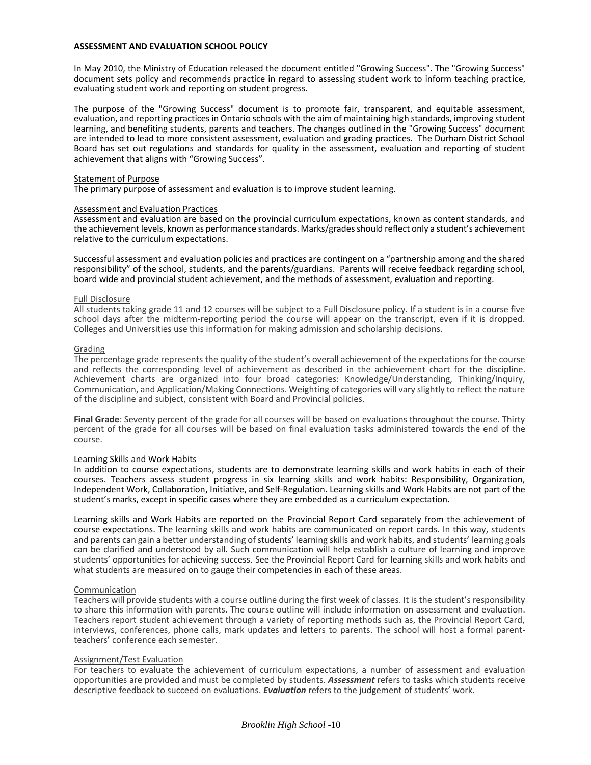## ASSESSMENT AND EVALUATION SCHOOL POLICY

In May 2010, the Ministry of Education released the document entitled "Growing Success". The "Growing Success" document sets policy and recommends practice in regard to assessing student work to inform teaching practice, evaluating student work and reporting on student progress.

The purpose of the "Growing Success" document is to promote fair, transparent, and equitable assessment, evaluation, and reporting practices in Ontario schools with the aim of maintaining high standards, improving student learning, and benefiting students, parents and teachers. The changes outlined in the "Growing Success" document are intended to lead to more consistent assessment, evaluation and grading practices. The Durham District School Board has set out regulations and standards for quality in the assessment, evaluation and reporting of student achievement that aligns with "Growing Success".

### Statement of Purpose

The primary purpose of assessment and evaluation is to improve student learning.

### Assessment and Evaluation Practices

Assessment and evaluation are based on the provincial curriculum expectations, known as content standards, and the achievement levels, known as performance standards. Marks/grades should reflect only a student's achievement relative to the curriculum expectations.

Successful assessment and evaluation policies and practices are contingent on a "partnership among and the shared responsibility" of the school, students, and the parents/guardians. Parents will receive feedback regarding school, board wide and provincial student achievement, and the methods of assessment, evaluation and reporting.

### Full Disclosure

All students taking grade 11 and 12 courses will be subject to a Full Disclosure policy. If a student is in a course five school days after the midterm-reporting period the course will appear on the transcript, even if it is dropped. Colleges and Universities use this information for making admission and scholarship decisions.

### Grading

The percentage grade represents the quality of the student's overall achievement of the expectations for the course and reflects the corresponding level of achievement as described in the achievement chart for the discipline. Achievement charts are organized into four broad categories: Knowledge/Understanding, Thinking/Inquiry, Communication, and Application/Making Connections. Weighting of categories will vary slightly to reflect the nature of the discipline and subject, consistent with Board and Provincial policies.

**Final Grade**: Seventy percent of the grade for all courses will be based on evaluations throughout the course. Thirty percent of the grade for all courses will be based on final evaluation tasks administered towards the end of the course.

### Learning Skills and Work Habits

In addition to course expectations, students are to demonstrate learning skills and work habits in each of their courses. Teachers assess student progress in six learning skills and work habits: Responsibility, Organization, Independent Work, Collaboration, Initiative, and Self-Regulation. Learning skills and Work Habits are not part of the student's marks, except in specific cases where they are embedded as a curriculum expectation.

Learning skills and Work Habits are reported on the Provincial Report Card separately from the achievement of course expectations. The learning skills and work habits are communicated on report cards. In this way, students and parents can gain a better understanding of students' learning skills and work habits, and students' learning goals can be clarified and understood by all. Such communication will help establish a culture of learning and improve students' opportunities for achieving success. See the Provincial Report Card for learning skills and work habits and what students are measured on to gauge their competencies in each of these areas.

### Communication

Teachers will provide students with a course outline during the first week of classes. It is the student's responsibility to share this information with parents. The course outline will include information on assessment and evaluation. Teachers report student achievement through a variety of reporting methods such as, the Provincial Report Card, interviews, conferences, phone calls, mark updates and letters to parents. The school will host a formal parent-teachers' conference each semester.

### Assignment/Test Evaluation

For teachers to evaluate the achievement of curriculum expectations, a number of assessment and evaluation opportunities are provided and must be completed by students. ***Assessment*** refers to tasks which students receive descriptive feedback to succeed on evaluations. ***Evaluation*** refers to the judgement of students' work.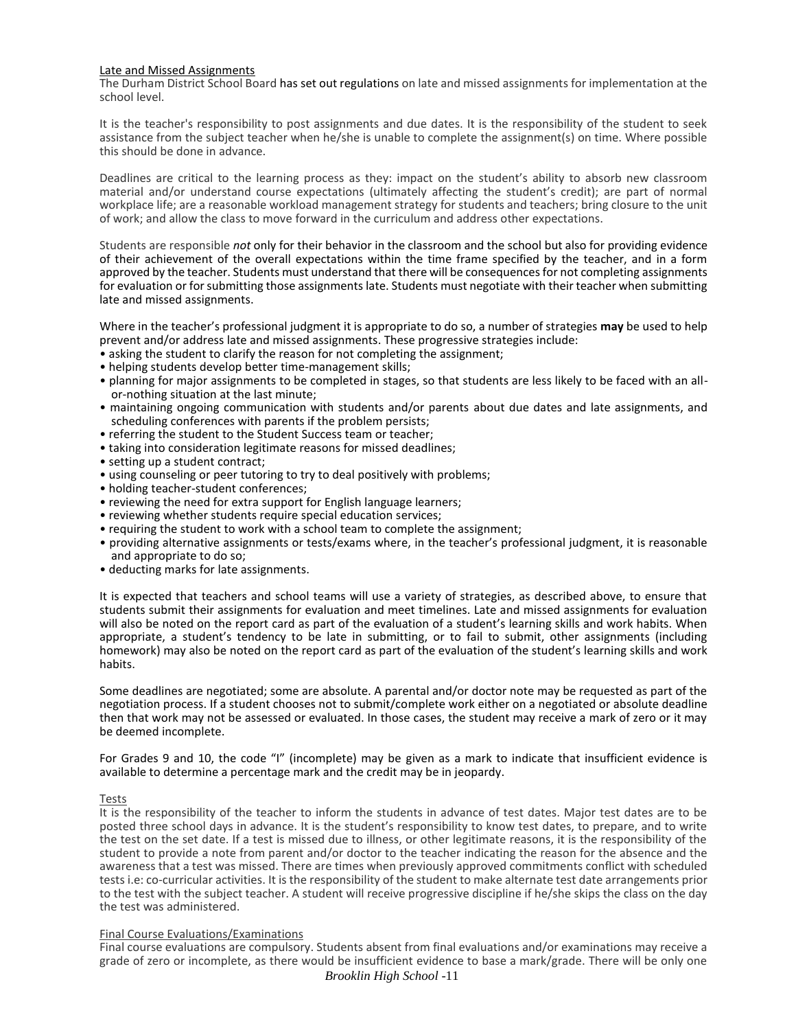Late and Missed Assignments

The Durham District School Board has set out regulations on late and missed assignments for implementation at the school level.

It is the teacher's responsibility to post assignments and due dates. It is the responsibility of the student to seek assistance from the subject teacher when he/she is unable to complete the assignment(s) on time. Where possible this should be done in advance.

Deadlines are critical to the learning process as they: impact on the student's ability to absorb new classroom material and/or understand course expectations (ultimately affecting the student's credit); are part of normal workplace life; are a reasonable workload management strategy for students and teachers; bring closure to the unit of work; and allow the class to move forward in the curriculum and address other expectations.

Students are responsible *not* only for their behavior in the classroom and the school but also for providing evidence of their achievement of the overall expectations within the time frame specified by the teacher, and in a form approved by the teacher. Students must understand that there will be consequences for not completing assignments for evaluation or for submitting those assignments late. Students must negotiate with their teacher when submitting late and missed assignments.

Where in the teacher's professional judgment it is appropriate to do so, a number of strategies **may** be used to help prevent and/or address late and missed assignments. These progressive strategies include:

- asking the student to clarify the reason for not completing the assignment;
- helping students develop better time-management skills;
- planning for major assignments to be completed in stages, so that students are less likely to be faced with an all-or-nothing situation at the last minute;
- maintaining ongoing communication with students and/or parents about due dates and late assignments, and scheduling conferences with parents if the problem persists;
- referring the student to the Student Success team or teacher;
- taking into consideration legitimate reasons for missed deadlines;
- setting up a student contract;
- using counseling or peer tutoring to try to deal positively with problems;
- holding teacher-student conferences;
- reviewing the need for extra support for English language learners;
- reviewing whether students require special education services;
- requiring the student to work with a school team to complete the assignment;
- providing alternative assignments or tests/exams where, in the teacher's professional judgment, it is reasonable and appropriate to do so;
- deducting marks for late assignments.

It is expected that teachers and school teams will use a variety of strategies, as described above, to ensure that students submit their assignments for evaluation and meet timelines. Late and missed assignments for evaluation will also be noted on the report card as part of the evaluation of a student's learning skills and work habits. When appropriate, a student's tendency to be late in submitting, or to fail to submit, other assignments (including homework) may also be noted on the report card as part of the evaluation of the student's learning skills and work habits.

Some deadlines are negotiated; some are absolute. A parental and/or doctor note may be requested as part of the negotiation process. If a student chooses not to submit/complete work either on a negotiated or absolute deadline then that work may not be assessed or evaluated. In those cases, the student may receive a mark of zero or it may be deemed incomplete.

For Grades 9 and 10, the code "I" (incomplete) may be given as a mark to indicate that insufficient evidence is available to determine a percentage mark and the credit may be in jeopardy.

Tests

It is the responsibility of the teacher to inform the students in advance of test dates. Major test dates are to be posted three school days in advance. It is the student's responsibility to know test dates, to prepare, and to write the test on the set date. If a test is missed due to illness, or other legitimate reasons, it is the responsibility of the student to provide a note from parent and/or doctor to the teacher indicating the reason for the absence and the awareness that a test was missed. There are times when previously approved commitments conflict with scheduled tests i.e: co-curricular activities. It is the responsibility of the student to make alternate test date arrangements prior to the test with the subject teacher. A student will receive progressive discipline if he/she skips the class on the day the test was administered.

Final Course Evaluations/Examinations

Final course evaluations are compulsory. Students absent from final evaluations and/or examinations may receive a grade of zero or incomplete, as there would be insufficient evidence to base a mark/grade. There will be only one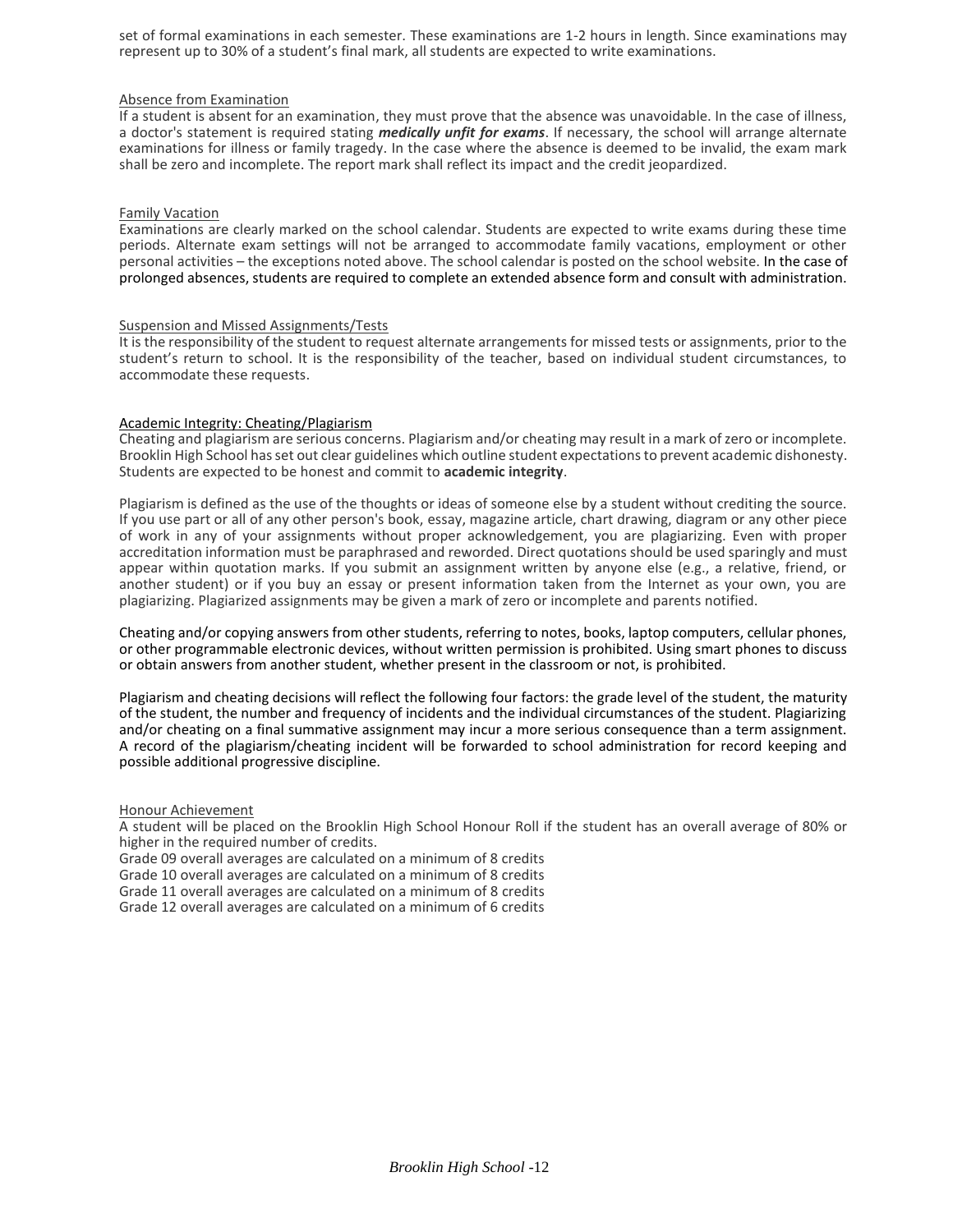set of formal examinations in each semester. These examinations are 1-2 hours in length. Since examinations may represent up to 30% of a student's final mark, all students are expected to write examinations.

### Absence from Examination

If a student is absent for an examination, they must prove that the absence was unavoidable. In the case of illness, a doctor's statement is required stating ***medically unfit for exams***. If necessary, the school will arrange alternate examinations for illness or family tragedy. In the case where the absence is deemed to be invalid, the exam mark shall be zero and incomplete. The report mark shall reflect its impact and the credit jeopardized.

### Family Vacation

Examinations are clearly marked on the school calendar. Students are expected to write exams during these time periods. Alternate exam settings will not be arranged to accommodate family vacations, employment or other personal activities – the exceptions noted above. The school calendar is posted on the school website. In the case of prolonged absences, students are required to complete an extended absence form and consult with administration.

### Suspension and Missed Assignments/Tests

It is the responsibility of the student to request alternate arrangements for missed tests or assignments, prior to the student's return to school. It is the responsibility of the teacher, based on individual student circumstances, to accommodate these requests.

### Academic Integrity: Cheating/Plagiarism

Cheating and plagiarism are serious concerns. Plagiarism and/or cheating may result in a mark of zero or incomplete. Brooklin High School has set out clear guidelines which outline student expectations to prevent academic dishonesty. Students are expected to be honest and commit to **academic integrity**.

Plagiarism is defined as the use of the thoughts or ideas of someone else by a student without crediting the source. If you use part or all of any other person's book, essay, magazine article, chart drawing, diagram or any other piece of work in any of your assignments without proper acknowledgement, you are plagiarizing. Even with proper accreditation information must be paraphrased and reworded. Direct quotations should be used sparingly and must appear within quotation marks. If you submit an assignment written by anyone else (e.g., a relative, friend, or another student) or if you buy an essay or present information taken from the Internet as your own, you are plagiarizing. Plagiarized assignments may be given a mark of zero or incomplete and parents notified.

Cheating and/or copying answers from other students, referring to notes, books, laptop computers, cellular phones, or other programmable electronic devices, without written permission is prohibited. Using smart phones to discuss or obtain answers from another student, whether present in the classroom or not, is prohibited.

Plagiarism and cheating decisions will reflect the following four factors: the grade level of the student, the maturity of the student, the number and frequency of incidents and the individual circumstances of the student. Plagiarizing and/or cheating on a final summative assignment may incur a more serious consequence than a term assignment. A record of the plagiarism/cheating incident will be forwarded to school administration for record keeping and possible additional progressive discipline.

### Honour Achievement

A student will be placed on the Brooklin High School Honour Roll if the student has an overall average of 80% or higher in the required number of credits.

Grade 09 overall averages are calculated on a minimum of 8 credits  
Grade 10 overall averages are calculated on a minimum of 8 credits  
Grade 11 overall averages are calculated on a minimum of 8 credits  
Grade 12 overall averages are calculated on a minimum of 6 credits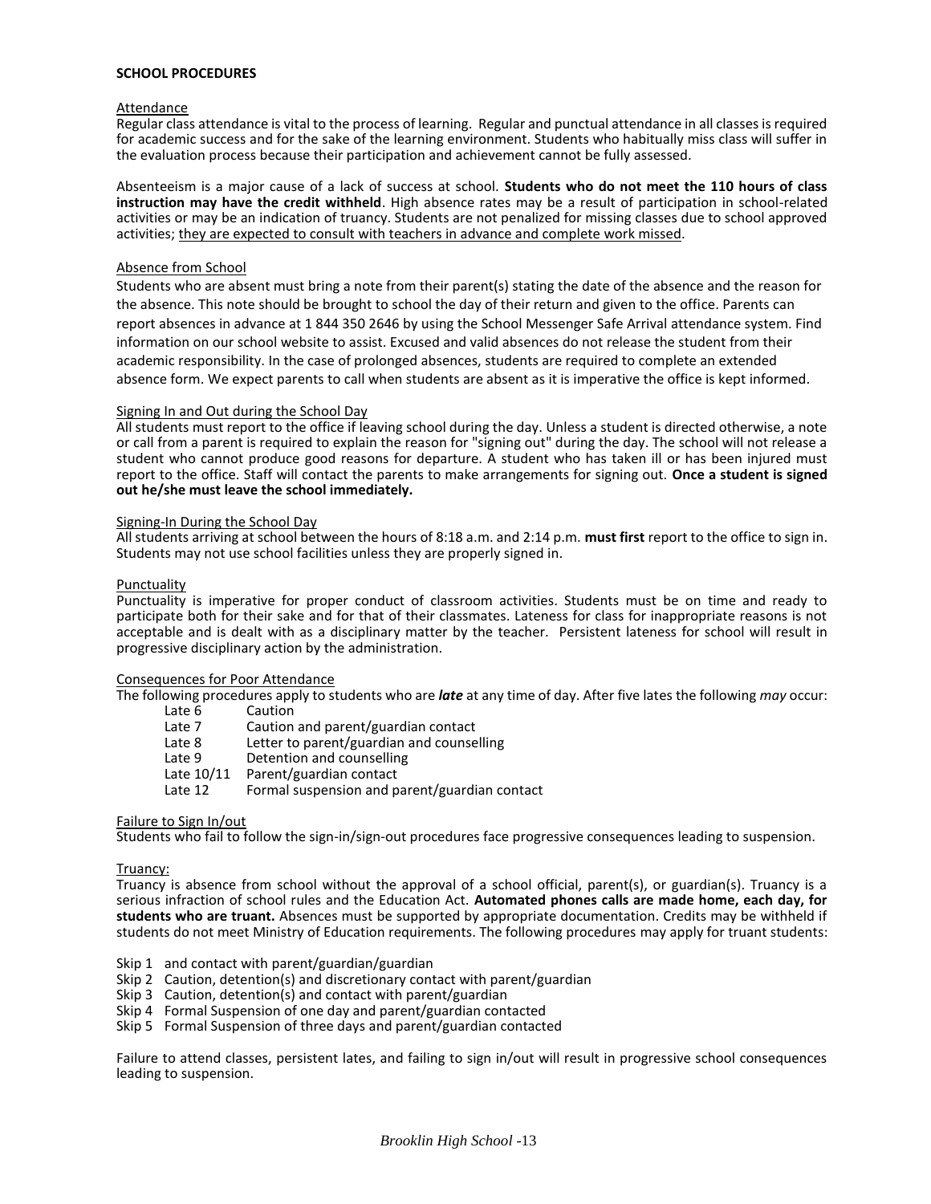**SCHOOL PROCEDURES**

Attendance

Regular class attendance is vital to the process of learning. Regular and punctual attendance in all classes is required for academic success and for the sake of the learning environment. Students who habitually miss class will suffer in the evaluation process because their participation and achievement cannot be fully assessed.

Absenteeism is a major cause of a lack of success at school. **Students who do not meet the 110 hours of class instruction may have the credit withheld**. High absence rates may be a result of participation in school-related activities or may be an indication of truancy. Students are not penalized for missing classes due to school approved activities; they are expected to consult with teachers in advance and complete work missed.

Absence from School

Students who are absent must bring a note from their parent(s) stating the date of the absence and the reason for the absence. This note should be brought to school the day of their return and given to the office. Parents can report absences in advance at 1 844 350 2646 by using the School Messenger Safe Arrival attendance system. Find information on our school website to assist. Excused and valid absences do not release the student from their academic responsibility. In the case of prolonged absences, students are required to complete an extended absence form. We expect parents to call when students are absent as it is imperative the office is kept informed.

Signing In and Out during the School Day

All students must report to the office if leaving school during the day. Unless a student is directed otherwise, a note or call from a parent is required to explain the reason for "signing out" during the day. The school will not release a student who cannot produce good reasons for departure. A student who has taken ill or has been injured must report to the office. Staff will contact the parents to make arrangements for signing out. **Once a student is signed out he/she must leave the school immediately.**

Signing-In During the School Day

All students arriving at school between the hours of 8:18 a.m. and 2:14 p.m. **must first** report to the office to sign in. Students may not use school facilities unless they are properly signed in.

Punctuality

Punctuality is imperative for proper conduct of classroom activities. Students must be on time and ready to participate both for their sake and for that of their classmates. Lateness for class for inappropriate reasons is not acceptable and is dealt with as a disciplinary matter by the teacher. Persistent lateness for school will result in progressive disciplinary action by the administration.

Consequences for Poor Attendance

The following procedures apply to students who are ***late*** at any time of day. After five lates the following *may* occur:

- Late 6 Caution
- Late 7 Caution and parent/guardian contact
- Late 8 Letter to parent/guardian and counselling
- Late 9 Detention and counselling
- Late 10/11 Parent/guardian contact
- Late 12 Formal suspension and parent/guardian contact

Failure to Sign In/out

Students who fail to follow the sign-in/sign-out procedures face progressive consequences leading to suspension.

Truancy:

Truancy is absence from school without the approval of a school official, parent(s), or guardian(s). Truancy is a serious infraction of school rules and the Education Act. **Automated phones calls are made home, each day, for students who are truant.** Absences must be supported by appropriate documentation. Credits may be withheld if students do not meet Ministry of Education requirements. The following procedures may apply for truant students:

- Skip 1 and contact with parent/guardian/guardian
- Skip 2 Caution, detention(s) and discretionary contact with parent/guardian
- Skip 3 Caution, detention(s) and contact with parent/guardian
- Skip 4 Formal Suspension of one day and parent/guardian contacted
- Skip 5 Formal Suspension of three days and parent/guardian contacted

Failure to attend classes, persistent lates, and failing to sign in/out will result in progressive school consequences leading to suspension.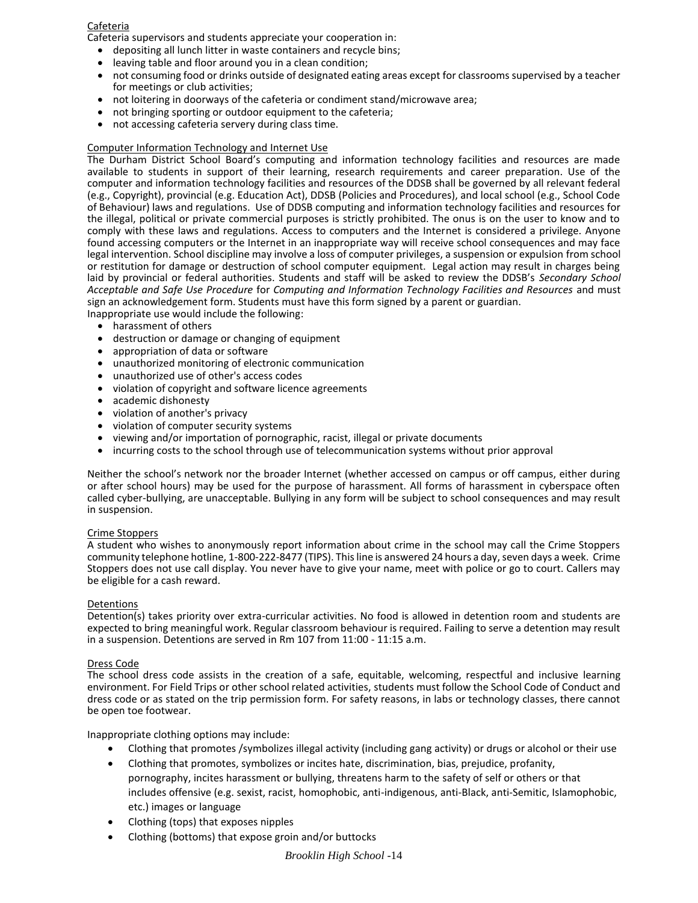## Cafeteria

Cafeteria supervisors and students appreciate your cooperation in:

- depositing all lunch litter in waste containers and recycle bins;
- leaving table and floor around you in a clean condition;
- not consuming food or drinks outside of designated eating areas except for classrooms supervised by a teacher for meetings or club activities;
- not loitering in doorways of the cafeteria or condiment stand/microwave area;
- not bringing sporting or outdoor equipment to the cafeteria;
- not accessing cafeteria servery during class time.

## Computer Information Technology and Internet Use

The Durham District School Board's computing and information technology facilities and resources are made available to students in support of their learning, research requirements and career preparation. Use of the computer and information technology facilities and resources of the DDSB shall be governed by all relevant federal (e.g., Copyright), provincial (e.g. Education Act), DDSB (Policies and Procedures), and local school (e.g., School Code of Behaviour) laws and regulations. Use of DDSB computing and information technology facilities and resources for the illegal, political or private commercial purposes is strictly prohibited. The onus is on the user to know and to comply with these laws and regulations. Access to computers and the Internet is considered a privilege. Anyone found accessing computers or the Internet in an inappropriate way will receive school consequences and may face legal intervention. School discipline may involve a loss of computer privileges, a suspension or expulsion from school or restitution for damage or destruction of school computer equipment. Legal action may result in charges being laid by provincial or federal authorities. Students and staff will be asked to review the DDSB's *Secondary School Acceptable and Safe Use Procedure* for *Computing and Information Technology Facilities and Resources* and must sign an acknowledgement form. Students must have this form signed by a parent or guardian.

Inappropriate use would include the following:

- harassment of others
- destruction or damage or changing of equipment
- appropriation of data or software
- unauthorized monitoring of electronic communication
- unauthorized use of other's access codes
- violation of copyright and software licence agreements
- academic dishonesty
- violation of another's privacy
- violation of computer security systems
- viewing and/or importation of pornographic, racist, illegal or private documents
- incurring costs to the school through use of telecommunication systems without prior approval

Neither the school's network nor the broader Internet (whether accessed on campus or off campus, either during or after school hours) may be used for the purpose of harassment. All forms of harassment in cyberspace often called cyber-bullying, are unacceptable. Bullying in any form will be subject to school consequences and may result in suspension.

## Crime Stoppers

A student who wishes to anonymously report information about crime in the school may call the Crime Stoppers community telephone hotline, 1-800-222-8477 (TIPS). This line is answered 24 hours a day, seven days a week. Crime Stoppers does not use call display. You never have to give your name, meet with police or go to court. Callers may be eligible for a cash reward.

## Detentions

Detention(s) takes priority over extra-curricular activities. No food is allowed in detention room and students are expected to bring meaningful work. Regular classroom behaviour is required. Failing to serve a detention may result in a suspension. Detentions are served in Rm 107 from 11:00 - 11:15 a.m.

## Dress Code

The school dress code assists in the creation of a safe, equitable, welcoming, respectful and inclusive learning environment. For Field Trips or other school related activities, students must follow the School Code of Conduct and dress code or as stated on the trip permission form. For safety reasons, in labs or technology classes, there cannot be open toe footwear.

Inappropriate clothing options may include:

- Clothing that promotes /symbolizes illegal activity (including gang activity) or drugs or alcohol or their use
- Clothing that promotes, symbolizes or incites hate, discrimination, bias, prejudice, profanity, pornography, incites harassment or bullying, threatens harm to the safety of self or others or that includes offensive (e.g. sexist, racist, homophobic, anti-indigenous, anti-Black, anti-Semitic, Islamophobic, etc.) images or language
- Clothing (tops) that exposes nipples
- Clothing (bottoms) that expose groin and/or buttocks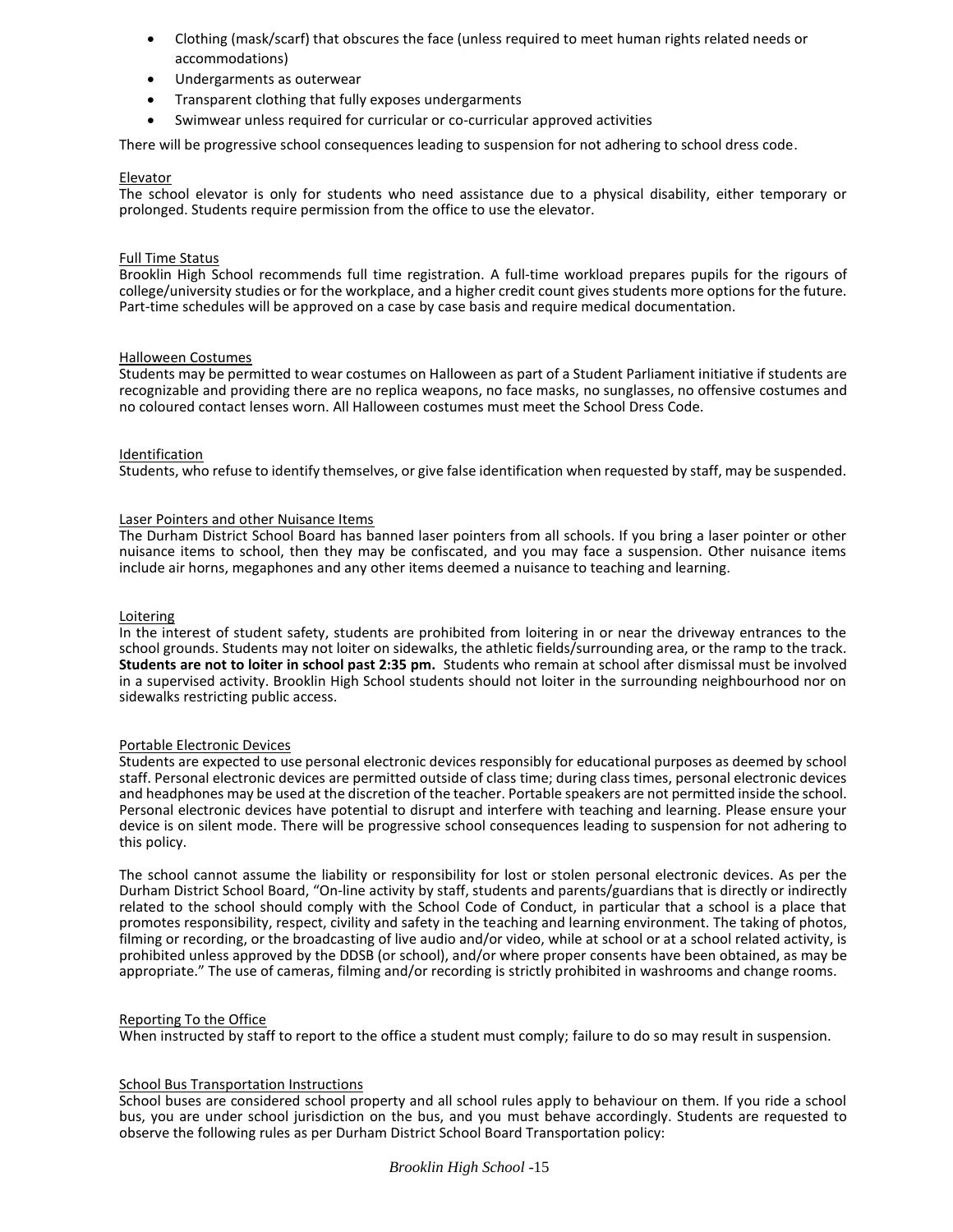- Clothing (mask/scarf) that obscures the face (unless required to meet human rights related needs or accommodations)
- Undergarments as outerwear
- Transparent clothing that fully exposes undergarments
- Swimwear unless required for curricular or co-curricular approved activities

There will be progressive school consequences leading to suspension for not adhering to school dress code.

<u>Elevator</u>

The school elevator is only for students who need assistance due to a physical disability, either temporary or prolonged. Students require permission from the office to use the elevator.

<u>Full Time Status</u>

Brooklin High School recommends full time registration. A full-time workload prepares pupils for the rigours of college/university studies or for the workplace, and a higher credit count gives students more options for the future. Part-time schedules will be approved on a case by case basis and require medical documentation.

<u>Halloween Costumes</u>

Students may be permitted to wear costumes on Halloween as part of a Student Parliament initiative if students are recognizable and providing there are no replica weapons, no face masks, no sunglasses, no offensive costumes and no coloured contact lenses worn. All Halloween costumes must meet the School Dress Code.

<u>Identification</u>

Students, who refuse to identify themselves, or give false identification when requested by staff, may be suspended.

<u>Laser Pointers and other Nuisance Items</u>

The Durham District School Board has banned laser pointers from all schools. If you bring a laser pointer or other nuisance items to school, then they may be confiscated, and you may face a suspension. Other nuisance items include air horns, megaphones and any other items deemed a nuisance to teaching and learning.

<u>Loitering</u>

In the interest of student safety, students are prohibited from loitering in or near the driveway entrances to the school grounds. Students may not loiter on sidewalks, the athletic fields/surrounding area, or the ramp to the track. **Students are not to loiter in school past 2:35 pm.** Students who remain at school after dismissal must be involved in a supervised activity. Brooklin High School students should not loiter in the surrounding neighbourhood nor on sidewalks restricting public access.

<u>Portable Electronic Devices</u>

Students are expected to use personal electronic devices responsibly for educational purposes as deemed by school staff. Personal electronic devices are permitted outside of class time; during class times, personal electronic devices and headphones may be used at the discretion of the teacher. Portable speakers are not permitted inside the school. Personal electronic devices have potential to disrupt and interfere with teaching and learning. Please ensure your device is on silent mode. There will be progressive school consequences leading to suspension for not adhering to this policy.

The school cannot assume the liability or responsibility for lost or stolen personal electronic devices. As per the Durham District School Board, "On-line activity by staff, students and parents/guardians that is directly or indirectly related to the school should comply with the School Code of Conduct, in particular that a school is a place that promotes responsibility, respect, civility and safety in the teaching and learning environment. The taking of photos, filming or recording, or the broadcasting of live audio and/or video, while at school or at a school related activity, is prohibited unless approved by the DDSB (or school), and/or where proper consents have been obtained, as may be appropriate." The use of cameras, filming and/or recording is strictly prohibited in washrooms and change rooms.

<u>Reporting To the Office</u>

When instructed by staff to report to the office a student must comply; failure to do so may result in suspension.

<u>School Bus Transportation Instructions</u>

School buses are considered school property and all school rules apply to behaviour on them. If you ride a school bus, you are under school jurisdiction on the bus, and you must behave accordingly. Students are requested to observe the following rules as per Durham District School Board Transportation policy: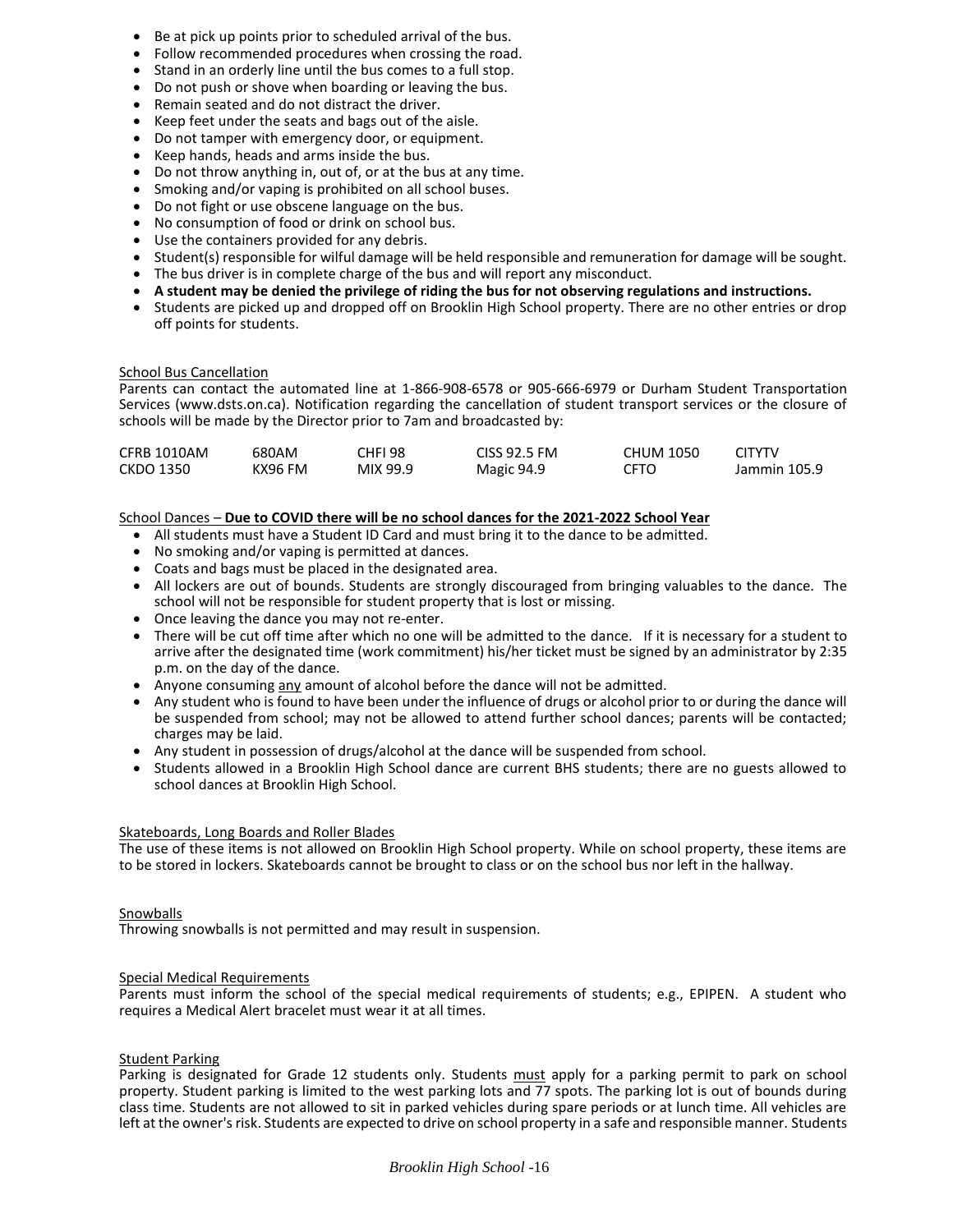- Be at pick up points prior to scheduled arrival of the bus.
- Follow recommended procedures when crossing the road.
- Stand in an orderly line until the bus comes to a full stop.
- Do not push or shove when boarding or leaving the bus.
- Remain seated and do not distract the driver.
- Keep feet under the seats and bags out of the aisle.
- Do not tamper with emergency door, or equipment.
- Keep hands, heads and arms inside the bus.
- Do not throw anything in, out of, or at the bus at any time.
- Smoking and/or vaping is prohibited on all school buses.
- Do not fight or use obscene language on the bus.
- No consumption of food or drink on school bus.
- Use the containers provided for any debris.
- Student(s) responsible for wilful damage will be held responsible and remuneration for damage will be sought.
- The bus driver is in complete charge of the bus and will report any misconduct.
- **A student may be denied the privilege of riding the bus for not observing regulations and instructions.**
- Students are picked up and dropped off on Brooklin High School property. There are no other entries or drop off points for students.

<u>School Bus Cancellation</u>

Parents can contact the automated line at 1-866-908-6578 or 905-666-6979 or Durham Student Transportation Services (www.dsts.on.ca). Notification regarding the cancellation of student transport services or the closure of schools will be made by the Director prior to 7am and broadcasted by:

| | | | | | |
|---|---|---|---|---|---|
| CFRB 1010AM | 680AM | CHFI 98 | CISS 92.5 FM | CHUM 1050 | CITYTV |
| CKDO 1350 | KX96 FM | MIX 99.9 | Magic 94.9 | CFTO | Jammin 105.9 |

<u>School Dances</u> – **<u>Due to COVID there will be no school dances for the 2021-2022 School Year</u>**

- All students must have a Student ID Card and must bring it to the dance to be admitted.
- No smoking and/or vaping is permitted at dances.
- Coats and bags must be placed in the designated area.
- All lockers are out of bounds. Students are strongly discouraged from bringing valuables to the dance. The school will not be responsible for student property that is lost or missing.
- Once leaving the dance you may not re-enter.
- There will be cut off time after which no one will be admitted to the dance. If it is necessary for a student to arrive after the designated time (work commitment) his/her ticket must be signed by an administrator by 2:35 p.m. on the day of the dance.
- Anyone consuming <u>any</u> amount of alcohol before the dance will not be admitted.
- Any student who is found to have been under the influence of drugs or alcohol prior to or during the dance will be suspended from school; may not be allowed to attend further school dances; parents will be contacted; charges may be laid.
- Any student in possession of drugs/alcohol at the dance will be suspended from school.
- Students allowed in a Brooklin High School dance are current BHS students; there are no guests allowed to school dances at Brooklin High School.

<u>Skateboards, Long Boards and Roller Blades</u>

The use of these items is not allowed on Brooklin High School property. While on school property, these items are to be stored in lockers. Skateboards cannot be brought to class or on the school bus nor left in the hallway.

<u>Snowballs</u>

Throwing snowballs is not permitted and may result in suspension.

<u>Special Medical Requirements</u>

Parents must inform the school of the special medical requirements of students; e.g., EPIPEN. A student who requires a Medical Alert bracelet must wear it at all times.

<u>Student Parking</u>

Parking is designated for Grade 12 students only. Students <u>must</u> apply for a parking permit to park on school property. Student parking is limited to the west parking lots and 77 spots. The parking lot is out of bounds during class time. Students are not allowed to sit in parked vehicles during spare periods or at lunch time. All vehicles are left at the owner's risk. Students are expected to drive on school property in a safe and responsible manner. Students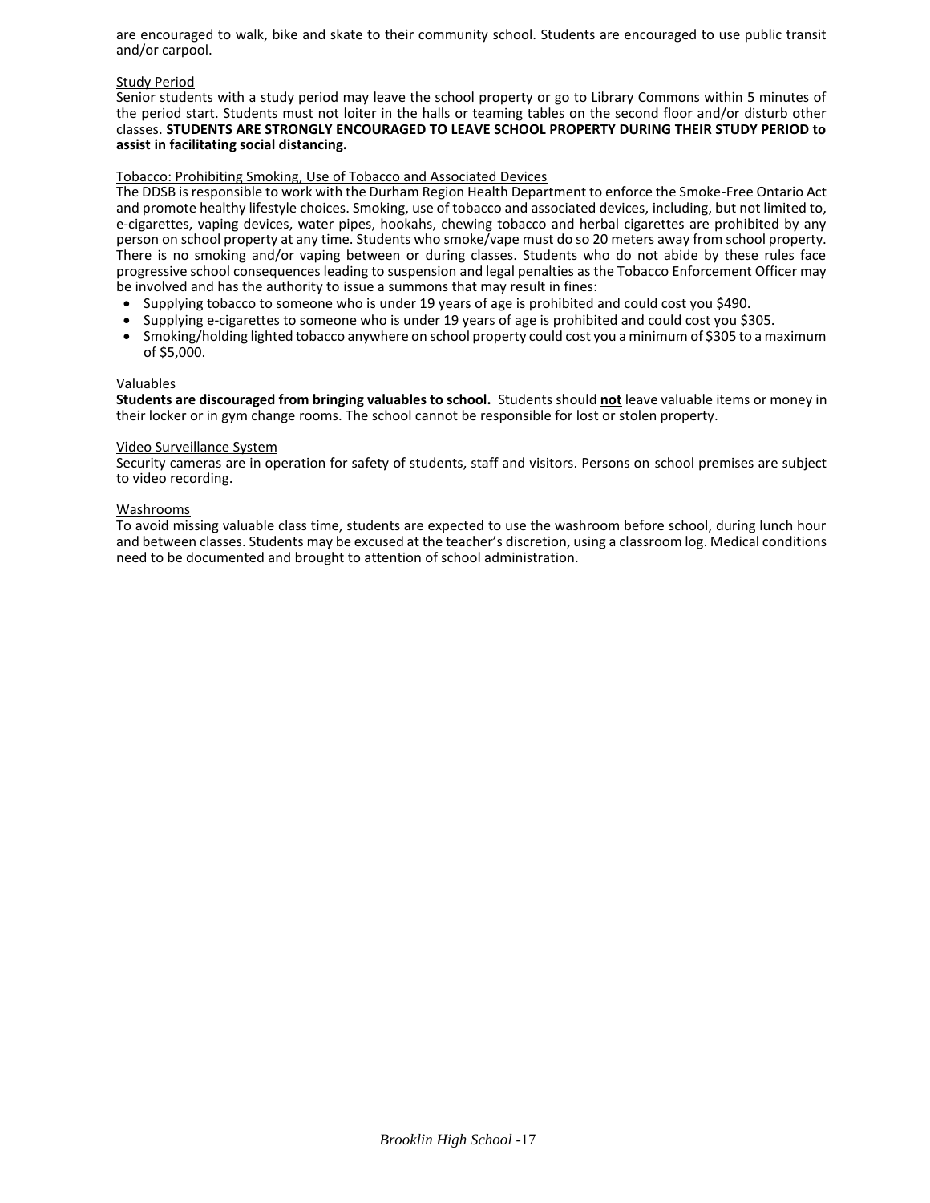are encouraged to walk, bike and skate to their community school. Students are encouraged to use public transit and/or carpool.

## Study Period

Senior students with a study period may leave the school property or go to Library Commons within 5 minutes of the period start. Students must not loiter in the halls or teaming tables on the second floor and/or disturb other classes. **STUDENTS ARE STRONGLY ENCOURAGED TO LEAVE SCHOOL PROPERTY DURING THEIR STUDY PERIOD to assist in facilitating social distancing.**

## Tobacco: Prohibiting Smoking, Use of Tobacco and Associated Devices

The DDSB is responsible to work with the Durham Region Health Department to enforce the Smoke-Free Ontario Act and promote healthy lifestyle choices. Smoking, use of tobacco and associated devices, including, but not limited to, e-cigarettes, vaping devices, water pipes, hookahs, chewing tobacco and herbal cigarettes are prohibited by any person on school property at any time. Students who smoke/vape must do so 20 meters away from school property. There is no smoking and/or vaping between or during classes. Students who do not abide by these rules face progressive school consequences leading to suspension and legal penalties as the Tobacco Enforcement Officer may be involved and has the authority to issue a summons that may result in fines:

- Supplying tobacco to someone who is under 19 years of age is prohibited and could cost you $490.
- Supplying e-cigarettes to someone who is under 19 years of age is prohibited and could cost you $305.
- Smoking/holding lighted tobacco anywhere on school property could cost you a minimum of $305 to a maximum of $5,000.

## Valuables

**Students are discouraged from bringing valuables to school.** Students should **not** leave valuable items or money in their locker or in gym change rooms. The school cannot be responsible for lost or stolen property.

## Video Surveillance System

Security cameras are in operation for safety of students, staff and visitors. Persons on school premises are subject to video recording.

## Washrooms

To avoid missing valuable class time, students are expected to use the washroom before school, during lunch hour and between classes. Students may be excused at the teacher's discretion, using a classroom log. Medical conditions need to be documented and brought to attention of school administration.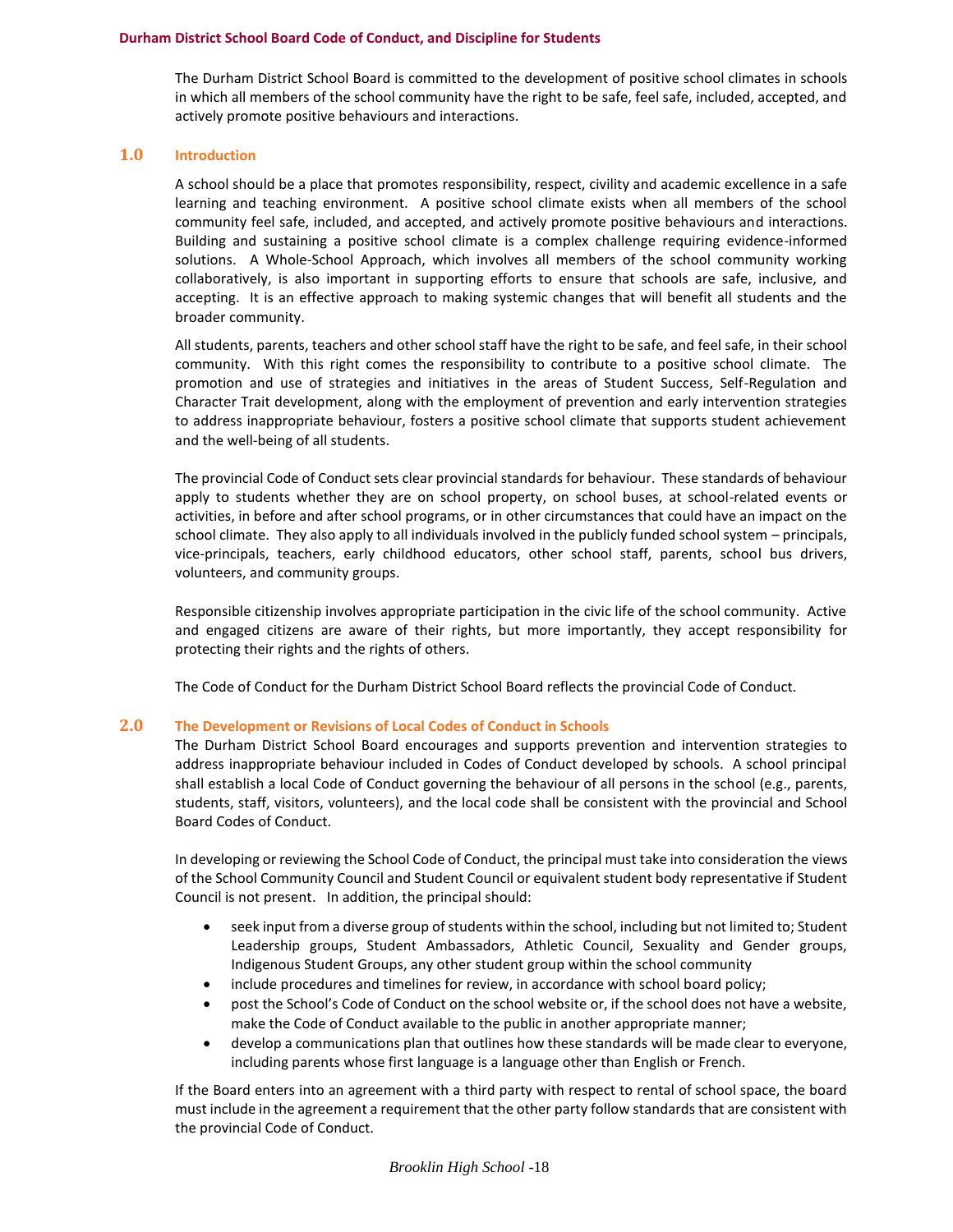The Durham District School Board is committed to the development of positive school climates in schools in which all members of the school community have the right to be safe, feel safe, included, accepted, and actively promote positive behaviours and interactions.

## 1.0 Introduction

A school should be a place that promotes responsibility, respect, civility and academic excellence in a safe learning and teaching environment. A positive school climate exists when all members of the school community feel safe, included, and accepted, and actively promote positive behaviours and interactions. Building and sustaining a positive school climate is a complex challenge requiring evidence-informed solutions. A Whole-School Approach, which involves all members of the school community working collaboratively, is also important in supporting efforts to ensure that schools are safe, inclusive, and accepting. It is an effective approach to making systemic changes that will benefit all students and the broader community.

All students, parents, teachers and other school staff have the right to be safe, and feel safe, in their school community. With this right comes the responsibility to contribute to a positive school climate. The promotion and use of strategies and initiatives in the areas of Student Success, Self-Regulation and Character Trait development, along with the employment of prevention and early intervention strategies to address inappropriate behaviour, fosters a positive school climate that supports student achievement and the well-being of all students.

The provincial Code of Conduct sets clear provincial standards for behaviour. These standards of behaviour apply to students whether they are on school property, on school buses, at school-related events or activities, in before and after school programs, or in other circumstances that could have an impact on the school climate. They also apply to all individuals involved in the publicly funded school system – principals, vice-principals, teachers, early childhood educators, other school staff, parents, school bus drivers, volunteers, and community groups.

Responsible citizenship involves appropriate participation in the civic life of the school community. Active and engaged citizens are aware of their rights, but more importantly, they accept responsibility for protecting their rights and the rights of others.

The Code of Conduct for the Durham District School Board reflects the provincial Code of Conduct.

## 2.0 The Development or Revisions of Local Codes of Conduct in Schools

The Durham District School Board encourages and supports prevention and intervention strategies to address inappropriate behaviour included in Codes of Conduct developed by schools. A school principal shall establish a local Code of Conduct governing the behaviour of all persons in the school (e.g., parents, students, staff, visitors, volunteers), and the local code shall be consistent with the provincial and School Board Codes of Conduct.

In developing or reviewing the School Code of Conduct, the principal must take into consideration the views of the School Community Council and Student Council or equivalent student body representative if Student Council is not present. In addition, the principal should:

- seek input from a diverse group of students within the school, including but not limited to; Student Leadership groups, Student Ambassadors, Athletic Council, Sexuality and Gender groups, Indigenous Student Groups, any other student group within the school community
- include procedures and timelines for review, in accordance with school board policy;
- post the School's Code of Conduct on the school website or, if the school does not have a website, make the Code of Conduct available to the public in another appropriate manner;
- develop a communications plan that outlines how these standards will be made clear to everyone, including parents whose first language is a language other than English or French.

If the Board enters into an agreement with a third party with respect to rental of school space, the board must include in the agreement a requirement that the other party follow standards that are consistent with the provincial Code of Conduct.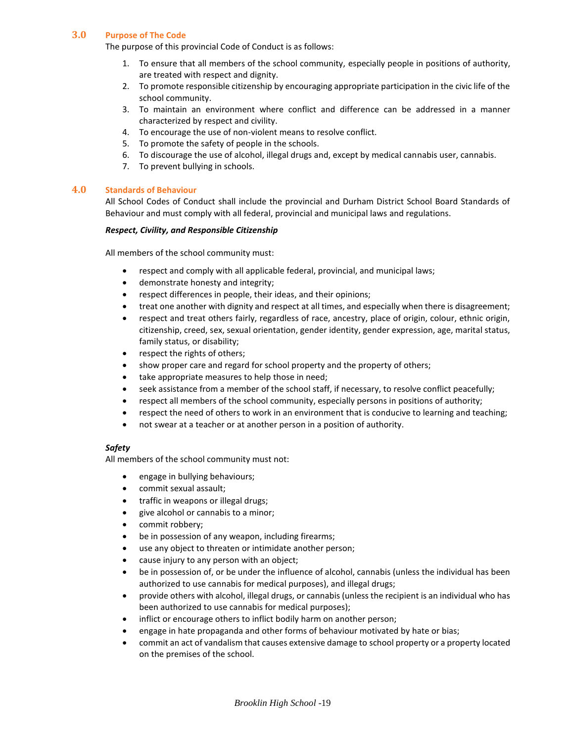## 3.0 Purpose of The Code

The purpose of this provincial Code of Conduct is as follows:

1. To ensure that all members of the school community, especially people in positions of authority, are treated with respect and dignity.
2. To promote responsible citizenship by encouraging appropriate participation in the civic life of the school community.
3. To maintain an environment where conflict and difference can be addressed in a manner characterized by respect and civility.
4. To encourage the use of non-violent means to resolve conflict.
5. To promote the safety of people in the schools.
6. To discourage the use of alcohol, illegal drugs and, except by medical cannabis user, cannabis.
7. To prevent bullying in schools.

## 4.0 Standards of Behaviour

All School Codes of Conduct shall include the provincial and Durham District School Board Standards of Behaviour and must comply with all federal, provincial and municipal laws and regulations.

***Respect, Civility, and Responsible Citizenship***

All members of the school community must:

- respect and comply with all applicable federal, provincial, and municipal laws;
- demonstrate honesty and integrity;
- respect differences in people, their ideas, and their opinions;
- treat one another with dignity and respect at all times, and especially when there is disagreement;
- respect and treat others fairly, regardless of race, ancestry, place of origin, colour, ethnic origin, citizenship, creed, sex, sexual orientation, gender identity, gender expression, age, marital status, family status, or disability;
- respect the rights of others;
- show proper care and regard for school property and the property of others;
- take appropriate measures to help those in need;
- seek assistance from a member of the school staff, if necessary, to resolve conflict peacefully;
- respect all members of the school community, especially persons in positions of authority;
- respect the need of others to work in an environment that is conducive to learning and teaching;
- not swear at a teacher or at another person in a position of authority.

***Safety***

All members of the school community must not:

- engage in bullying behaviours;
- commit sexual assault;
- traffic in weapons or illegal drugs;
- give alcohol or cannabis to a minor;
- commit robbery;
- be in possession of any weapon, including firearms;
- use any object to threaten or intimidate another person;
- cause injury to any person with an object;
- be in possession of, or be under the influence of alcohol, cannabis (unless the individual has been authorized to use cannabis for medical purposes), and illegal drugs;
- provide others with alcohol, illegal drugs, or cannabis (unless the recipient is an individual who has been authorized to use cannabis for medical purposes);
- inflict or encourage others to inflict bodily harm on another person;
- engage in hate propaganda and other forms of behaviour motivated by hate or bias;
- commit an act of vandalism that causes extensive damage to school property or a property located on the premises of the school.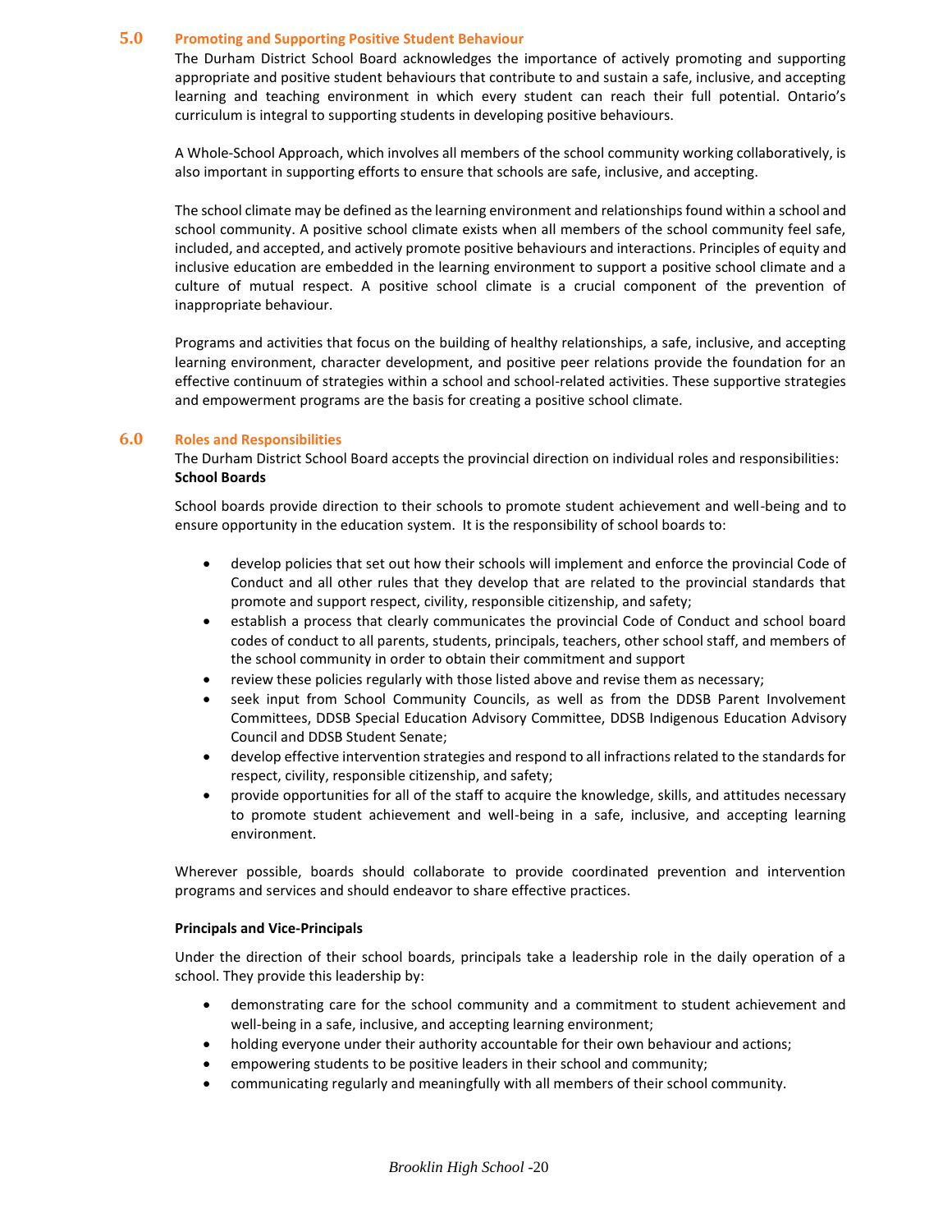## 5.0 Promoting and Supporting Positive Student Behaviour

The Durham District School Board acknowledges the importance of actively promoting and supporting appropriate and positive student behaviours that contribute to and sustain a safe, inclusive, and accepting learning and teaching environment in which every student can reach their full potential. Ontario's curriculum is integral to supporting students in developing positive behaviours.

A Whole-School Approach, which involves all members of the school community working collaboratively, is also important in supporting efforts to ensure that schools are safe, inclusive, and accepting.

The school climate may be defined as the learning environment and relationships found within a school and school community. A positive school climate exists when all members of the school community feel safe, included, and accepted, and actively promote positive behaviours and interactions. Principles of equity and inclusive education are embedded in the learning environment to support a positive school climate and a culture of mutual respect. A positive school climate is a crucial component of the prevention of inappropriate behaviour.

Programs and activities that focus on the building of healthy relationships, a safe, inclusive, and accepting learning environment, character development, and positive peer relations provide the foundation for an effective continuum of strategies within a school and school-related activities. These supportive strategies and empowerment programs are the basis for creating a positive school climate.

## 6.0 Roles and Responsibilities

The Durham District School Board accepts the provincial direction on individual roles and responsibilities:

**School Boards**

School boards provide direction to their schools to promote student achievement and well-being and to ensure opportunity in the education system. It is the responsibility of school boards to:

- develop policies that set out how their schools will implement and enforce the provincial Code of Conduct and all other rules that they develop that are related to the provincial standards that promote and support respect, civility, responsible citizenship, and safety;
- establish a process that clearly communicates the provincial Code of Conduct and school board codes of conduct to all parents, students, principals, teachers, other school staff, and members of the school community in order to obtain their commitment and support
- review these policies regularly with those listed above and revise them as necessary;
- seek input from School Community Councils, as well as from the DDSB Parent Involvement Committees, DDSB Special Education Advisory Committee, DDSB Indigenous Education Advisory Council and DDSB Student Senate;
- develop effective intervention strategies and respond to all infractions related to the standards for respect, civility, responsible citizenship, and safety;
- provide opportunities for all of the staff to acquire the knowledge, skills, and attitudes necessary to promote student achievement and well-being in a safe, inclusive, and accepting learning environment.

Wherever possible, boards should collaborate to provide coordinated prevention and intervention programs and services and should endeavor to share effective practices.

**Principals and Vice-Principals**

Under the direction of their school boards, principals take a leadership role in the daily operation of a school. They provide this leadership by:

- demonstrating care for the school community and a commitment to student achievement and well-being in a safe, inclusive, and accepting learning environment;
- holding everyone under their authority accountable for their own behaviour and actions;
- empowering students to be positive leaders in their school and community;
- communicating regularly and meaningfully with all members of their school community.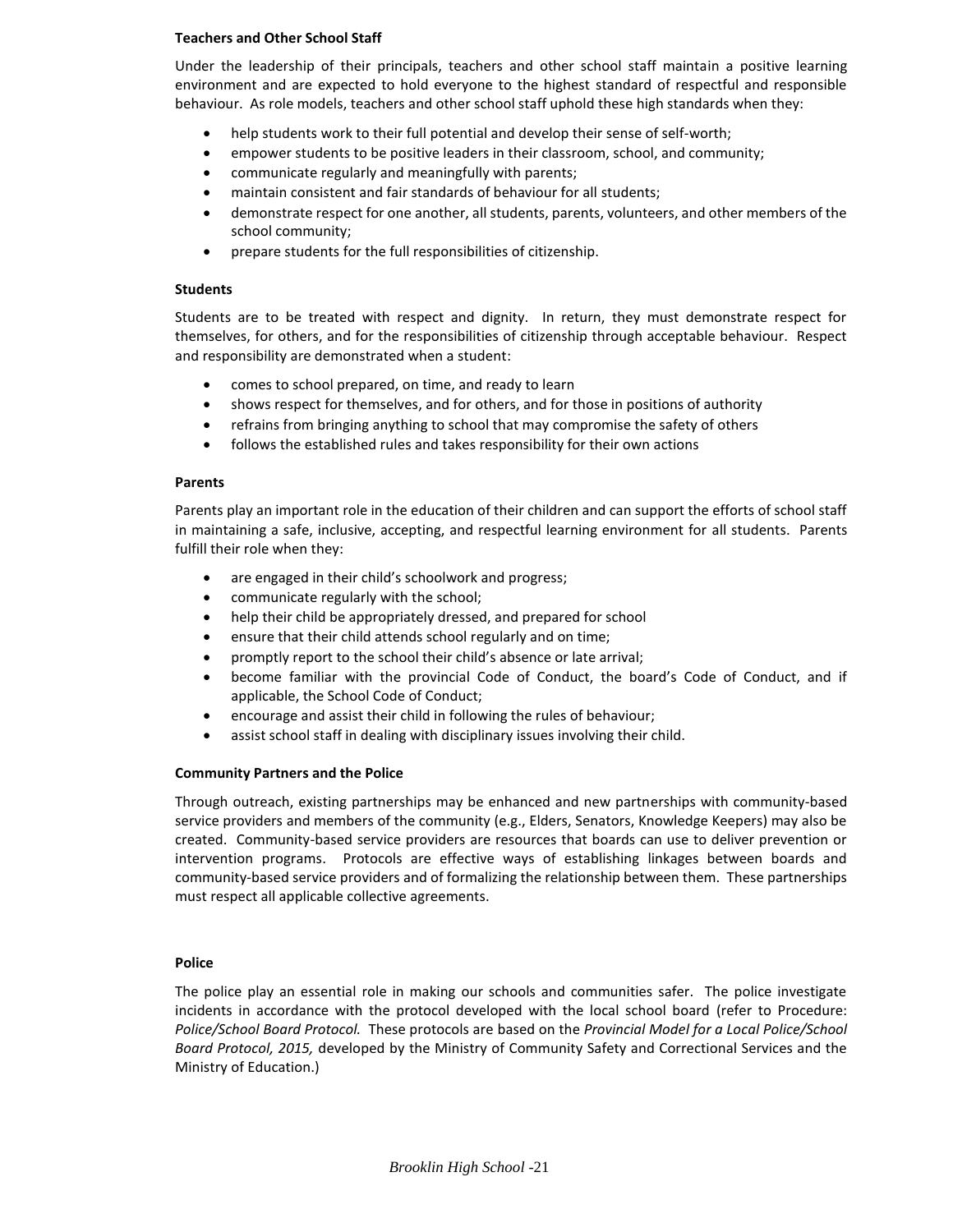### Teachers and Other School Staff

Under the leadership of their principals, teachers and other school staff maintain a positive learning environment and are expected to hold everyone to the highest standard of respectful and responsible behaviour. As role models, teachers and other school staff uphold these high standards when they:

- help students work to their full potential and develop their sense of self-worth;
- empower students to be positive leaders in their classroom, school, and community;
- communicate regularly and meaningfully with parents;
- maintain consistent and fair standards of behaviour for all students;
- demonstrate respect for one another, all students, parents, volunteers, and other members of the school community;
- prepare students for the full responsibilities of citizenship.

### Students

Students are to be treated with respect and dignity. In return, they must demonstrate respect for themselves, for others, and for the responsibilities of citizenship through acceptable behaviour. Respect and responsibility are demonstrated when a student:

- comes to school prepared, on time, and ready to learn
- shows respect for themselves, and for others, and for those in positions of authority
- refrains from bringing anything to school that may compromise the safety of others
- follows the established rules and takes responsibility for their own actions

### Parents

Parents play an important role in the education of their children and can support the efforts of school staff in maintaining a safe, inclusive, accepting, and respectful learning environment for all students. Parents fulfill their role when they:

- are engaged in their child's schoolwork and progress;
- communicate regularly with the school;
- help their child be appropriately dressed, and prepared for school
- ensure that their child attends school regularly and on time;
- promptly report to the school their child's absence or late arrival;
- become familiar with the provincial Code of Conduct, the board's Code of Conduct, and if applicable, the School Code of Conduct;
- encourage and assist their child in following the rules of behaviour;
- assist school staff in dealing with disciplinary issues involving their child.

### Community Partners and the Police

Through outreach, existing partnerships may be enhanced and new partnerships with community-based service providers and members of the community (e.g., Elders, Senators, Knowledge Keepers) may also be created. Community-based service providers are resources that boards can use to deliver prevention or intervention programs. Protocols are effective ways of establishing linkages between boards and community-based service providers and of formalizing the relationship between them. These partnerships must respect all applicable collective agreements.

### Police

The police play an essential role in making our schools and communities safer. The police investigate incidents in accordance with the protocol developed with the local school board (refer to Procedure: *Police/School Board Protocol.* These protocols are based on the *Provincial Model for a Local Police/School Board Protocol, 2015,* developed by the Ministry of Community Safety and Correctional Services and the Ministry of Education.)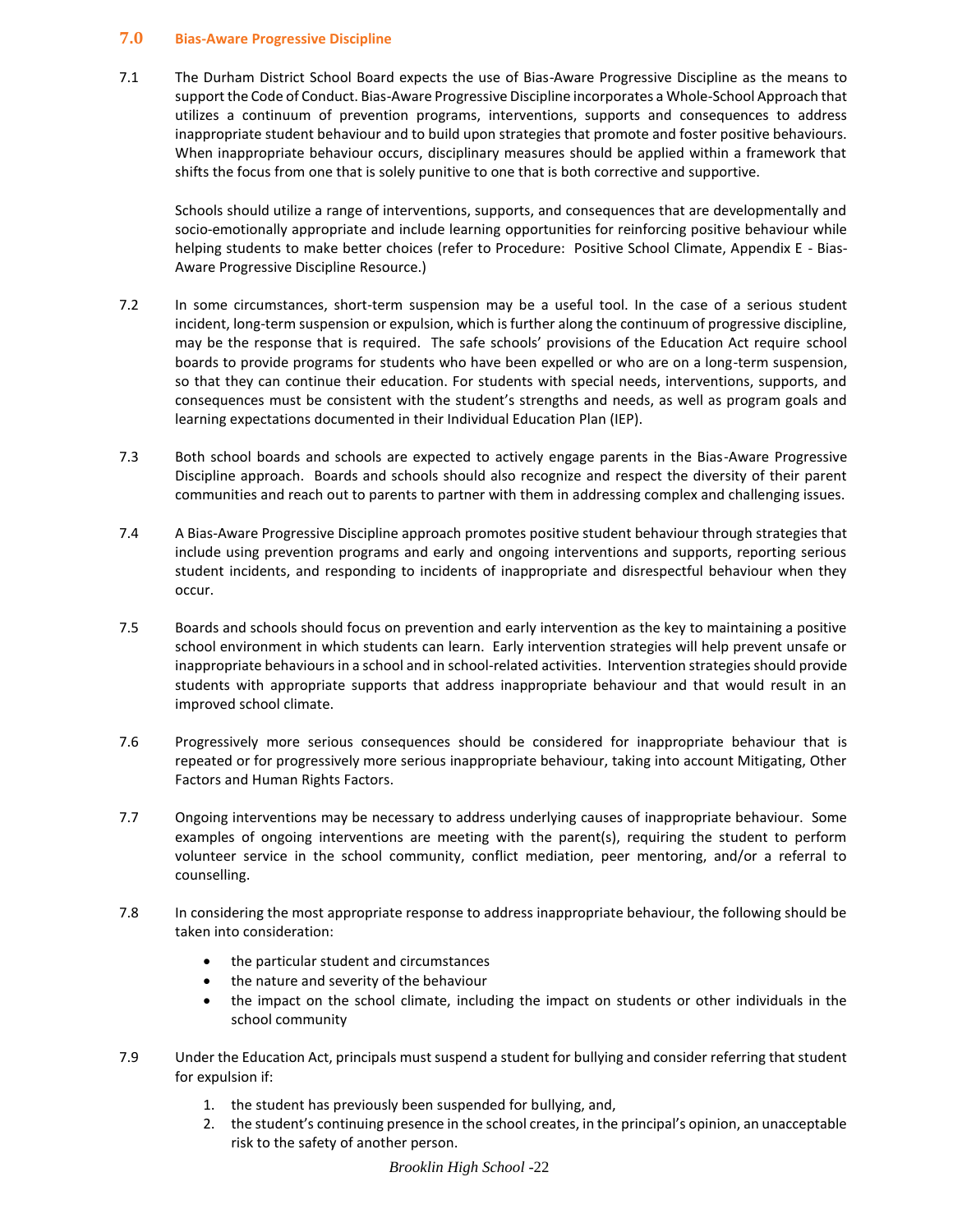## 7.0 Bias-Aware Progressive Discipline

7.1 The Durham District School Board expects the use of Bias-Aware Progressive Discipline as the means to support the Code of Conduct. Bias-Aware Progressive Discipline incorporates a Whole-School Approach that utilizes a continuum of prevention programs, interventions, supports and consequences to address inappropriate student behaviour and to build upon strategies that promote and foster positive behaviours. When inappropriate behaviour occurs, disciplinary measures should be applied within a framework that shifts the focus from one that is solely punitive to one that is both corrective and supportive.

Schools should utilize a range of interventions, supports, and consequences that are developmentally and socio-emotionally appropriate and include learning opportunities for reinforcing positive behaviour while helping students to make better choices (refer to Procedure: Positive School Climate, Appendix E - Bias-Aware Progressive Discipline Resource.)

7.2 In some circumstances, short-term suspension may be a useful tool. In the case of a serious student incident, long-term suspension or expulsion, which is further along the continuum of progressive discipline, may be the response that is required. The safe schools' provisions of the Education Act require school boards to provide programs for students who have been expelled or who are on a long-term suspension, so that they can continue their education. For students with special needs, interventions, supports, and consequences must be consistent with the student's strengths and needs, as well as program goals and learning expectations documented in their Individual Education Plan (IEP).

7.3 Both school boards and schools are expected to actively engage parents in the Bias-Aware Progressive Discipline approach. Boards and schools should also recognize and respect the diversity of their parent communities and reach out to parents to partner with them in addressing complex and challenging issues.

7.4 A Bias-Aware Progressive Discipline approach promotes positive student behaviour through strategies that include using prevention programs and early and ongoing interventions and supports, reporting serious student incidents, and responding to incidents of inappropriate and disrespectful behaviour when they occur.

7.5 Boards and schools should focus on prevention and early intervention as the key to maintaining a positive school environment in which students can learn. Early intervention strategies will help prevent unsafe or inappropriate behaviours in a school and in school-related activities. Intervention strategies should provide students with appropriate supports that address inappropriate behaviour and that would result in an improved school climate.

7.6 Progressively more serious consequences should be considered for inappropriate behaviour that is repeated or for progressively more serious inappropriate behaviour, taking into account Mitigating, Other Factors and Human Rights Factors.

7.7 Ongoing interventions may be necessary to address underlying causes of inappropriate behaviour. Some examples of ongoing interventions are meeting with the parent(s), requiring the student to perform volunteer service in the school community, conflict mediation, peer mentoring, and/or a referral to counselling.

7.8 In considering the most appropriate response to address inappropriate behaviour, the following should be taken into consideration:

- the particular student and circumstances
- the nature and severity of the behaviour
- the impact on the school climate, including the impact on students or other individuals in the school community

7.9 Under the Education Act, principals must suspend a student for bullying and consider referring that student for expulsion if:

1. the student has previously been suspended for bullying, and,
2. the student's continuing presence in the school creates, in the principal's opinion, an unacceptable risk to the safety of another person.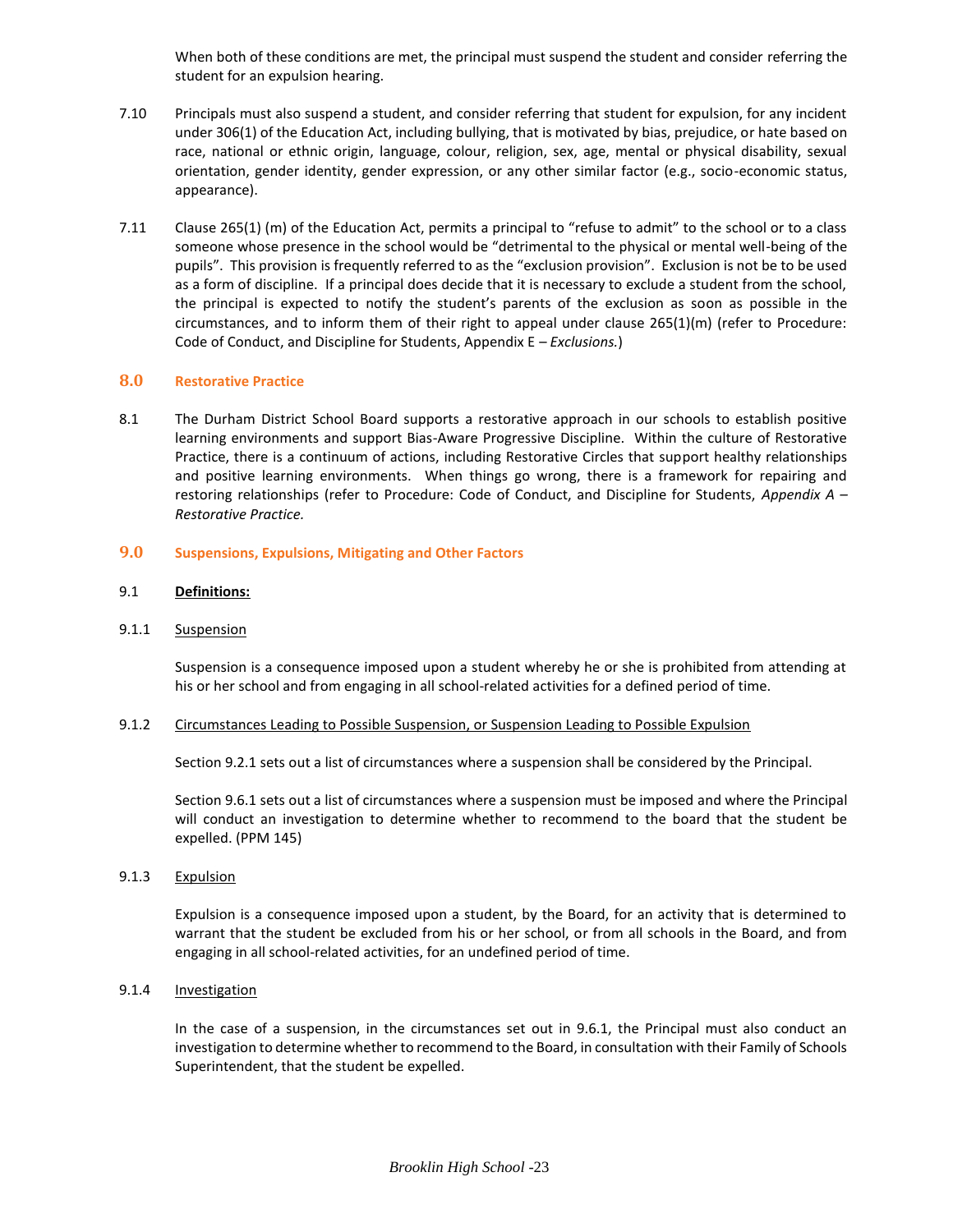When both of these conditions are met, the principal must suspend the student and consider referring the student for an expulsion hearing.

7.10 Principals must also suspend a student, and consider referring that student for expulsion, for any incident under 306(1) of the Education Act, including bullying, that is motivated by bias, prejudice, or hate based on race, national or ethnic origin, language, colour, religion, sex, age, mental or physical disability, sexual orientation, gender identity, gender expression, or any other similar factor (e.g., socio-economic status, appearance).

7.11 Clause 265(1) (m) of the Education Act, permits a principal to "refuse to admit" to the school or to a class someone whose presence in the school would be "detrimental to the physical or mental well-being of the pupils". This provision is frequently referred to as the "exclusion provision". Exclusion is not be to be used as a form of discipline. If a principal does decide that it is necessary to exclude a student from the school, the principal is expected to notify the student's parents of the exclusion as soon as possible in the circumstances, and to inform them of their right to appeal under clause 265(1)(m) (refer to Procedure: Code of Conduct, and Discipline for Students, Appendix E – *Exclusions.*)

## 8.0 Restorative Practice

8.1 The Durham District School Board supports a restorative approach in our schools to establish positive learning environments and support Bias-Aware Progressive Discipline. Within the culture of Restorative Practice, there is a continuum of actions, including Restorative Circles that support healthy relationships and positive learning environments. When things go wrong, there is a framework for repairing and restoring relationships (refer to Procedure: Code of Conduct, and Discipline for Students, *Appendix A – Restorative Practice.*

## 9.0 Suspensions, Expulsions, Mitigating and Other Factors

9.1 **Definitions:**

9.1.1 Suspension

Suspension is a consequence imposed upon a student whereby he or she is prohibited from attending at his or her school and from engaging in all school-related activities for a defined period of time.

9.1.2 Circumstances Leading to Possible Suspension, or Suspension Leading to Possible Expulsion

Section 9.2.1 sets out a list of circumstances where a suspension shall be considered by the Principal.

Section 9.6.1 sets out a list of circumstances where a suspension must be imposed and where the Principal will conduct an investigation to determine whether to recommend to the board that the student be expelled. (PPM 145)

9.1.3 Expulsion

Expulsion is a consequence imposed upon a student, by the Board, for an activity that is determined to warrant that the student be excluded from his or her school, or from all schools in the Board, and from engaging in all school-related activities, for an undefined period of time.

9.1.4 Investigation

In the case of a suspension, in the circumstances set out in 9.6.1, the Principal must also conduct an investigation to determine whether to recommend to the Board, in consultation with their Family of Schools Superintendent, that the student be expelled.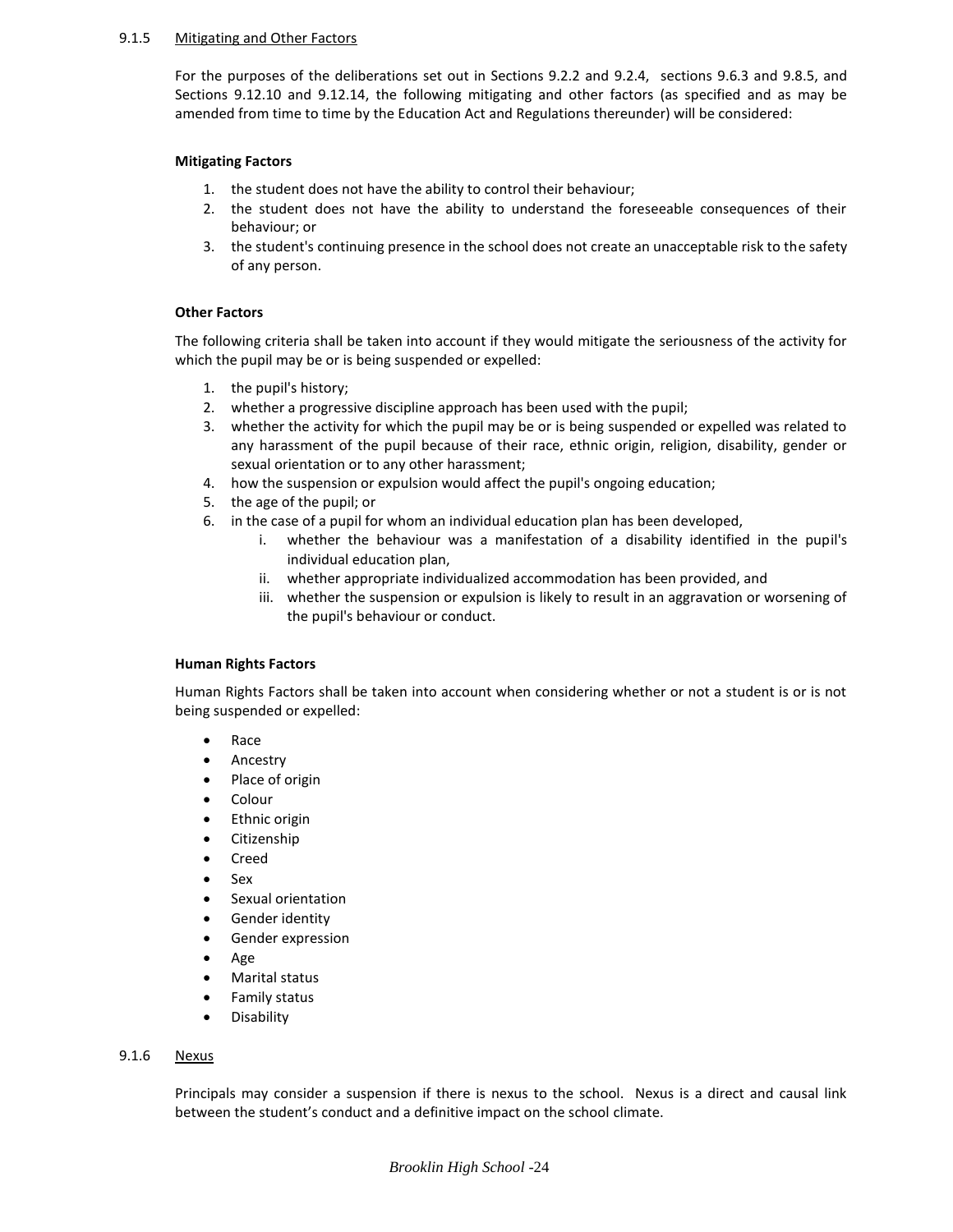### 9.1.5 Mitigating and Other Factors

For the purposes of the deliberations set out in Sections 9.2.2 and 9.2.4, sections 9.6.3 and 9.8.5, and Sections 9.12.10 and 9.12.14, the following mitigating and other factors (as specified and as may be amended from time to time by the Education Act and Regulations thereunder) will be considered:

**Mitigating Factors**

1. the student does not have the ability to control their behaviour;
2. the student does not have the ability to understand the foreseeable consequences of their behaviour; or
3. the student's continuing presence in the school does not create an unacceptable risk to the safety of any person.

**Other Factors**

The following criteria shall be taken into account if they would mitigate the seriousness of the activity for which the pupil may be or is being suspended or expelled:

1. the pupil's history;
2. whether a progressive discipline approach has been used with the pupil;
3. whether the activity for which the pupil may be or is being suspended or expelled was related to any harassment of the pupil because of their race, ethnic origin, religion, disability, gender or sexual orientation or to any other harassment;
4. how the suspension or expulsion would affect the pupil's ongoing education;
5. the age of the pupil; or
6. in the case of a pupil for whom an individual education plan has been developed,
   i. whether the behaviour was a manifestation of a disability identified in the pupil's individual education plan,
   ii. whether appropriate individualized accommodation has been provided, and
   iii. whether the suspension or expulsion is likely to result in an aggravation or worsening of the pupil's behaviour or conduct.

**Human Rights Factors**

Human Rights Factors shall be taken into account when considering whether or not a student is or is not being suspended or expelled:

- Race
- Ancestry
- Place of origin
- Colour
- Ethnic origin
- Citizenship
- Creed
- Sex
- Sexual orientation
- Gender identity
- Gender expression
- Age
- Marital status
- Family status
- Disability

### 9.1.6 Nexus

Principals may consider a suspension if there is nexus to the school. Nexus is a direct and causal link between the student's conduct and a definitive impact on the school climate.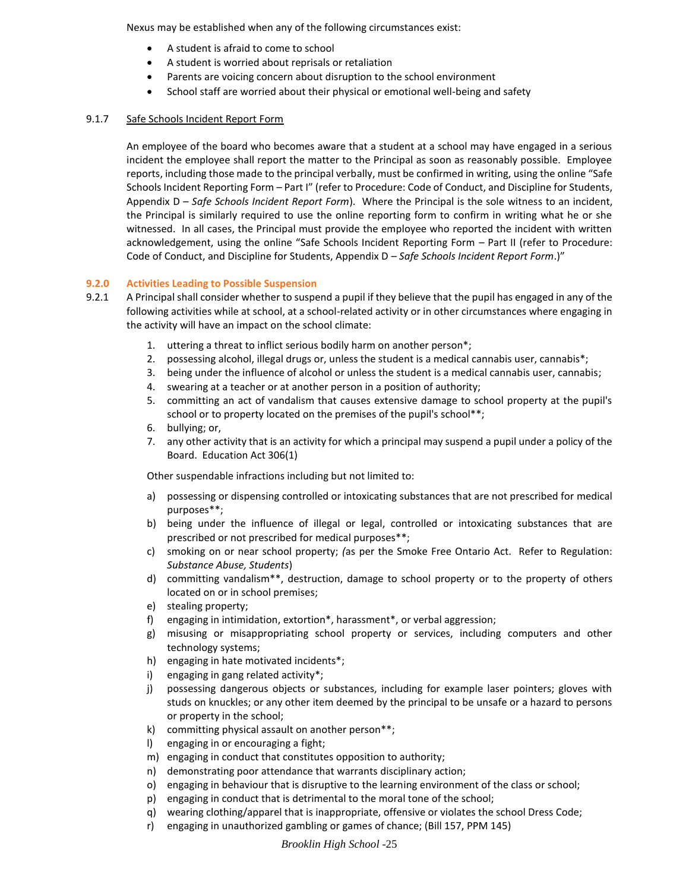Nexus may be established when any of the following circumstances exist:

- A student is afraid to come to school
- A student is worried about reprisals or retaliation
- Parents are voicing concern about disruption to the school environment
- School staff are worried about their physical or emotional well-being and safety

9.1.7 Safe Schools Incident Report Form

An employee of the board who becomes aware that a student at a school may have engaged in a serious incident the employee shall report the matter to the Principal as soon as reasonably possible. Employee reports, including those made to the principal verbally, must be confirmed in writing, using the online "Safe Schools Incident Reporting Form – Part I" (refer to Procedure: Code of Conduct, and Discipline for Students, Appendix D – *Safe Schools Incident Report Form*). Where the Principal is the sole witness to an incident, the Principal is similarly required to use the online reporting form to confirm in writing what he or she witnessed. In all cases, the Principal must provide the employee who reported the incident with written acknowledgement, using the online "Safe Schools Incident Reporting Form – Part II (refer to Procedure: Code of Conduct, and Discipline for Students, Appendix D – *Safe Schools Incident Report Form*.)"

### 9.2.0 Activities Leading to Possible Suspension

9.2.1 A Principal shall consider whether to suspend a pupil if they believe that the pupil has engaged in any of the following activities while at school, at a school-related activity or in other circumstances where engaging in the activity will have an impact on the school climate:

1. uttering a threat to inflict serious bodily harm on another person*;
2. possessing alcohol, illegal drugs or, unless the student is a medical cannabis user, cannabis*;
3. being under the influence of alcohol or unless the student is a medical cannabis user, cannabis;
4. swearing at a teacher or at another person in a position of authority;
5. committing an act of vandalism that causes extensive damage to school property at the pupil's school or to property located on the premises of the pupil's school**;
6. bullying; or,
7. any other activity that is an activity for which a principal may suspend a pupil under a policy of the Board. Education Act 306(1)

Other suspendable infractions including but not limited to:

a) possessing or dispensing controlled or intoxicating substances that are not prescribed for medical purposes**;
b) being under the influence of illegal or legal, controlled or intoxicating substances that are prescribed or not prescribed for medical purposes**;
c) smoking on or near school property; *(*as per the Smoke Free Ontario Act. Refer to Regulation: *Substance Abuse, Students*)
d) committing vandalism**, destruction, damage to school property or to the property of others located on or in school premises;
e) stealing property;
f) engaging in intimidation, extortion*, harassment*, or verbal aggression;
g) misusing or misappropriating school property or services, including computers and other technology systems;
h) engaging in hate motivated incidents*;
i) engaging in gang related activity*;
j) possessing dangerous objects or substances, including for example laser pointers; gloves with studs on knuckles; or any other item deemed by the principal to be unsafe or a hazard to persons or property in the school;
k) committing physical assault on another person**;
l) engaging in or encouraging a fight;
m) engaging in conduct that constitutes opposition to authority;
n) demonstrating poor attendance that warrants disciplinary action;
o) engaging in behaviour that is disruptive to the learning environment of the class or school;
p) engaging in conduct that is detrimental to the moral tone of the school;
q) wearing clothing/apparel that is inappropriate, offensive or violates the school Dress Code;
r) engaging in unauthorized gambling or games of chance; (Bill 157, PPM 145)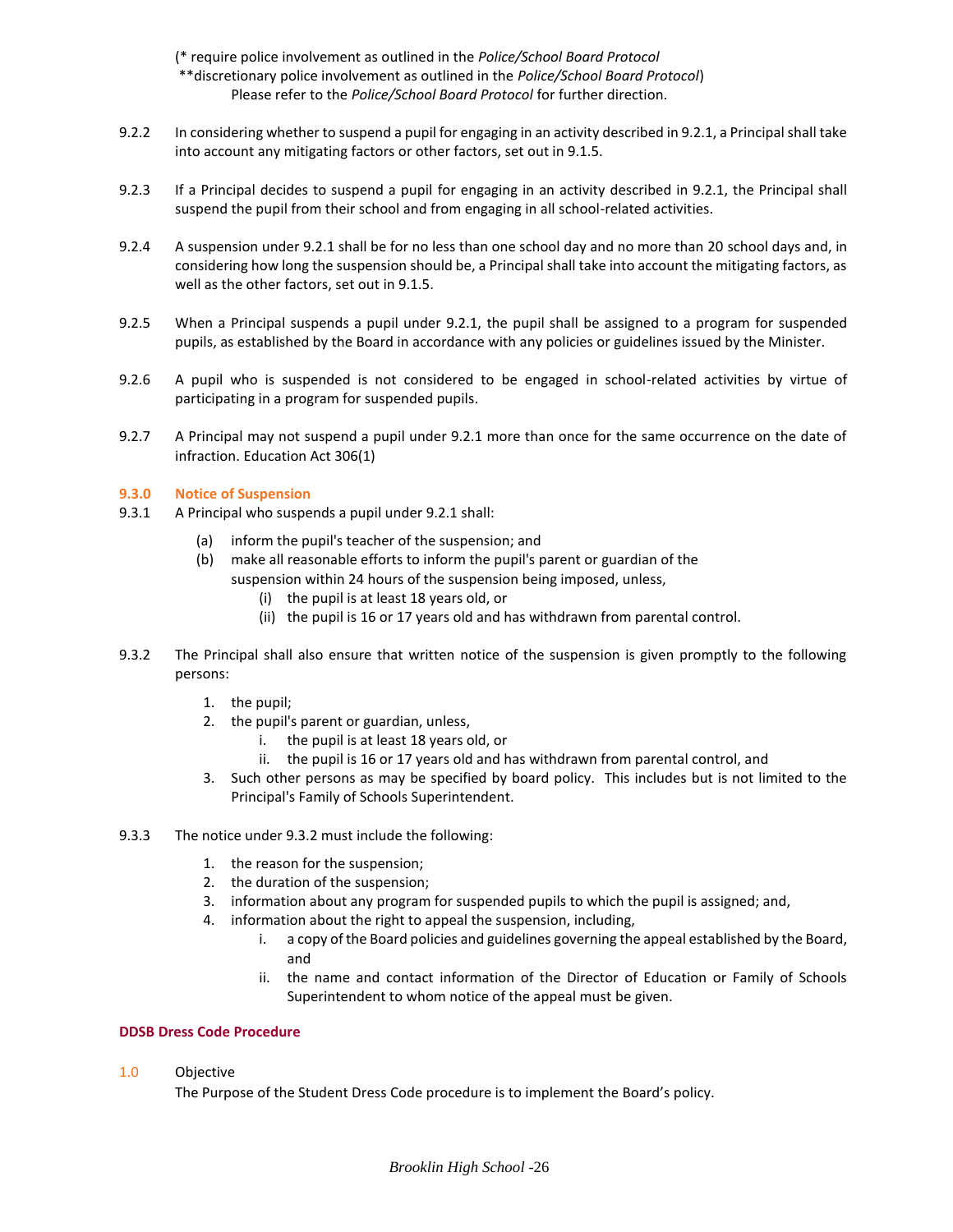(* require police involvement as outlined in the *Police/School Board Protocol*
**discretionary police involvement as outlined in the *Police/School Board Protocol*)
Please refer to the *Police/School Board Protocol* for further direction.

9.2.2 In considering whether to suspend a pupil for engaging in an activity described in 9.2.1, a Principal shall take into account any mitigating factors or other factors, set out in 9.1.5.

9.2.3 If a Principal decides to suspend a pupil for engaging in an activity described in 9.2.1, the Principal shall suspend the pupil from their school and from engaging in all school-related activities.

9.2.4 A suspension under 9.2.1 shall be for no less than one school day and no more than 20 school days and, in considering how long the suspension should be, a Principal shall take into account the mitigating factors, as well as the other factors, set out in 9.1.5.

9.2.5 When a Principal suspends a pupil under 9.2.1, the pupil shall be assigned to a program for suspended pupils, as established by the Board in accordance with any policies or guidelines issued by the Minister.

9.2.6 A pupil who is suspended is not considered to be engaged in school-related activities by virtue of participating in a program for suspended pupils.

9.2.7 A Principal may not suspend a pupil under 9.2.1 more than once for the same occurrence on the date of infraction. Education Act 306(1)

### 9.3.0 Notice of Suspension

9.3.1 A Principal who suspends a pupil under 9.2.1 shall:

(a) inform the pupil's teacher of the suspension; and
(b) make all reasonable efforts to inform the pupil's parent or guardian of the suspension within 24 hours of the suspension being imposed, unless,
  (i) the pupil is at least 18 years old, or
  (ii) the pupil is 16 or 17 years old and has withdrawn from parental control.

9.3.2 The Principal shall also ensure that written notice of the suspension is given promptly to the following persons:

1. the pupil;
2. the pupil's parent or guardian, unless,
   i. the pupil is at least 18 years old, or
   ii. the pupil is 16 or 17 years old and has withdrawn from parental control, and
3. Such other persons as may be specified by board policy. This includes but is not limited to the Principal's Family of Schools Superintendent.

9.3.3 The notice under 9.3.2 must include the following:

1. the reason for the suspension;
2. the duration of the suspension;
3. information about any program for suspended pupils to which the pupil is assigned; and,
4. information about the right to appeal the suspension, including,
   i. a copy of the Board policies and guidelines governing the appeal established by the Board, and
   ii. the name and contact information of the Director of Education or Family of Schools Superintendent to whom notice of the appeal must be given.

## DDSB Dress Code Procedure

1.0 Objective
The Purpose of the Student Dress Code procedure is to implement the Board's policy.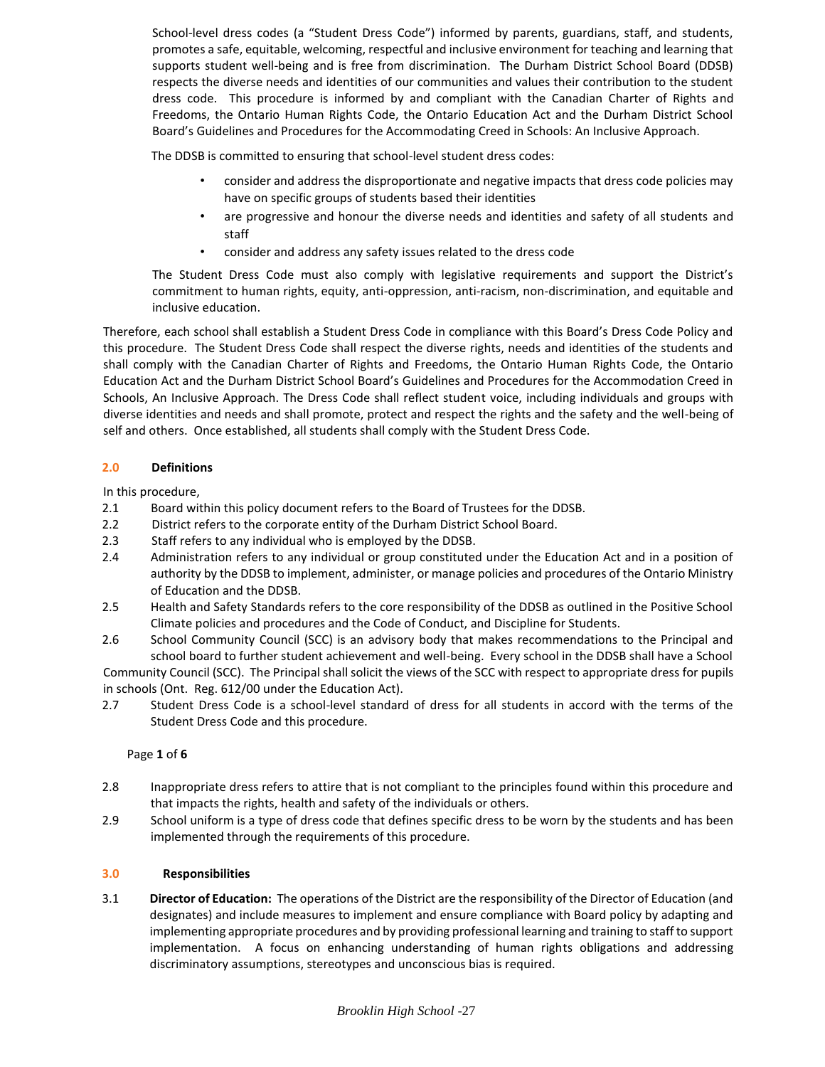School-level dress codes (a "Student Dress Code") informed by parents, guardians, staff, and students, promotes a safe, equitable, welcoming, respectful and inclusive environment for teaching and learning that supports student well-being and is free from discrimination. The Durham District School Board (DDSB) respects the diverse needs and identities of our communities and values their contribution to the student dress code. This procedure is informed by and compliant with the Canadian Charter of Rights and Freedoms, the Ontario Human Rights Code, the Ontario Education Act and the Durham District School Board's Guidelines and Procedures for the Accommodating Creed in Schools: An Inclusive Approach.

The DDSB is committed to ensuring that school-level student dress codes:

- consider and address the disproportionate and negative impacts that dress code policies may have on specific groups of students based their identities
- are progressive and honour the diverse needs and identities and safety of all students and staff
- consider and address any safety issues related to the dress code

The Student Dress Code must also comply with legislative requirements and support the District's commitment to human rights, equity, anti-oppression, anti-racism, non-discrimination, and equitable and inclusive education.

Therefore, each school shall establish a Student Dress Code in compliance with this Board's Dress Code Policy and this procedure. The Student Dress Code shall respect the diverse rights, needs and identities of the students and shall comply with the Canadian Charter of Rights and Freedoms, the Ontario Human Rights Code, the Ontario Education Act and the Durham District School Board's Guidelines and Procedures for the Accommodation Creed in Schools, An Inclusive Approach. The Dress Code shall reflect student voice, including individuals and groups with diverse identities and needs and shall promote, protect and respect the rights and the safety and the well-being of self and others. Once established, all students shall comply with the Student Dress Code.

## 2.0 Definitions

In this procedure,

2.1 Board within this policy document refers to the Board of Trustees for the DDSB.

2.2 District refers to the corporate entity of the Durham District School Board.

2.3 Staff refers to any individual who is employed by the DDSB.

2.4 Administration refers to any individual or group constituted under the Education Act and in a position of authority by the DDSB to implement, administer, or manage policies and procedures of the Ontario Ministry of Education and the DDSB.

2.5 Health and Safety Standards refers to the core responsibility of the DDSB as outlined in the Positive School Climate policies and procedures and the Code of Conduct, and Discipline for Students.

2.6 School Community Council (SCC) is an advisory body that makes recommendations to the Principal and school board to further student achievement and well-being. Every school in the DDSB shall have a School Community Council (SCC). The Principal shall solicit the views of the SCC with respect to appropriate dress for pupils in schools (Ont. Reg. 612/00 under the Education Act).

2.7 Student Dress Code is a school-level standard of dress for all students in accord with the terms of the Student Dress Code and this procedure.

2.8 Inappropriate dress refers to attire that is not compliant to the principles found within this procedure and that impacts the rights, health and safety of the individuals or others.

2.9 School uniform is a type of dress code that defines specific dress to be worn by the students and has been implemented through the requirements of this procedure.

## 3.0 Responsibilities

3.1 **Director of Education:** The operations of the District are the responsibility of the Director of Education (and designates) and include measures to implement and ensure compliance with Board policy by adapting and implementing appropriate procedures and by providing professional learning and training to staff to support implementation. A focus on enhancing understanding of human rights obligations and addressing discriminatory assumptions, stereotypes and unconscious bias is required.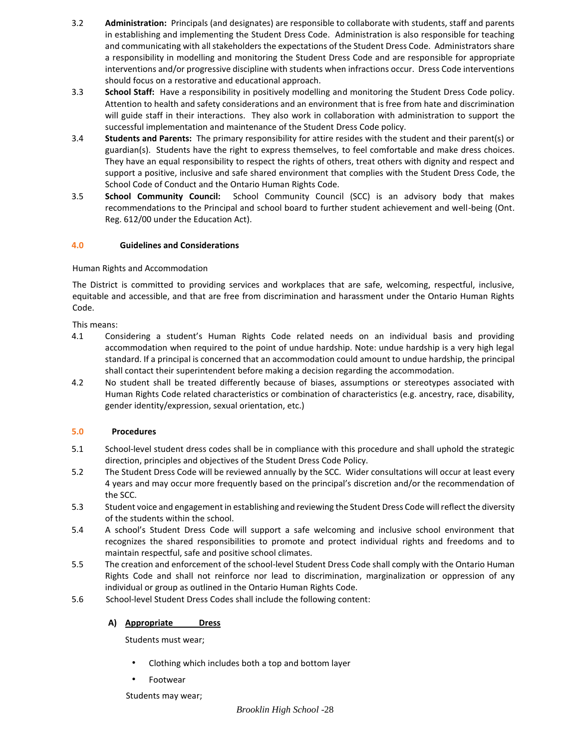3.2 **Administration:** Principals (and designates) are responsible to collaborate with students, staff and parents in establishing and implementing the Student Dress Code. Administration is also responsible for teaching and communicating with all stakeholders the expectations of the Student Dress Code. Administrators share a responsibility in modelling and monitoring the Student Dress Code and are responsible for appropriate interventions and/or progressive discipline with students when infractions occur. Dress Code interventions should focus on a restorative and educational approach.

3.3 **School Staff:** Have a responsibility in positively modelling and monitoring the Student Dress Code policy. Attention to health and safety considerations and an environment that is free from hate and discrimination will guide staff in their interactions. They also work in collaboration with administration to support the successful implementation and maintenance of the Student Dress Code policy.

3.4 **Students and Parents:** The primary responsibility for attire resides with the student and their parent(s) or guardian(s). Students have the right to express themselves, to feel comfortable and make dress choices. They have an equal responsibility to respect the rights of others, treat others with dignity and respect and support a positive, inclusive and safe shared environment that complies with the Student Dress Code, the School Code of Conduct and the Ontario Human Rights Code.

3.5 **School Community Council:** School Community Council (SCC) is an advisory body that makes recommendations to the Principal and school board to further student achievement and well-being (Ont. Reg. 612/00 under the Education Act).

## 4.0 Guidelines and Considerations

Human Rights and Accommodation

The District is committed to providing services and workplaces that are safe, welcoming, respectful, inclusive, equitable and accessible, and that are free from discrimination and harassment under the Ontario Human Rights Code.

This means:

4.1 Considering a student's Human Rights Code related needs on an individual basis and providing accommodation when required to the point of undue hardship. Note: undue hardship is a very high legal standard. If a principal is concerned that an accommodation could amount to undue hardship, the principal shall contact their superintendent before making a decision regarding the accommodation.

4.2 No student shall be treated differently because of biases, assumptions or stereotypes associated with Human Rights Code related characteristics or combination of characteristics (e.g. ancestry, race, disability, gender identity/expression, sexual orientation, etc.)

## 5.0 Procedures

5.1 School-level student dress codes shall be in compliance with this procedure and shall uphold the strategic direction, principles and objectives of the Student Dress Code Policy.

5.2 The Student Dress Code will be reviewed annually by the SCC. Wider consultations will occur at least every 4 years and may occur more frequently based on the principal's discretion and/or the recommendation of the SCC.

5.3 Student voice and engagement in establishing and reviewing the Student Dress Code will reflect the diversity of the students within the school.

5.4 A school's Student Dress Code will support a safe welcoming and inclusive school environment that recognizes the shared responsibilities to promote and protect individual rights and freedoms and to maintain respectful, safe and positive school climates.

5.5 The creation and enforcement of the school-level Student Dress Code shall comply with the Ontario Human Rights Code and shall not reinforce nor lead to discrimination, marginalization or oppression of any individual or group as outlined in the Ontario Human Rights Code.

5.6 School-level Student Dress Codes shall include the following content:

**A) Appropriate Dress**

Students must wear;

- Clothing which includes both a top and bottom layer
- Footwear

Students may wear;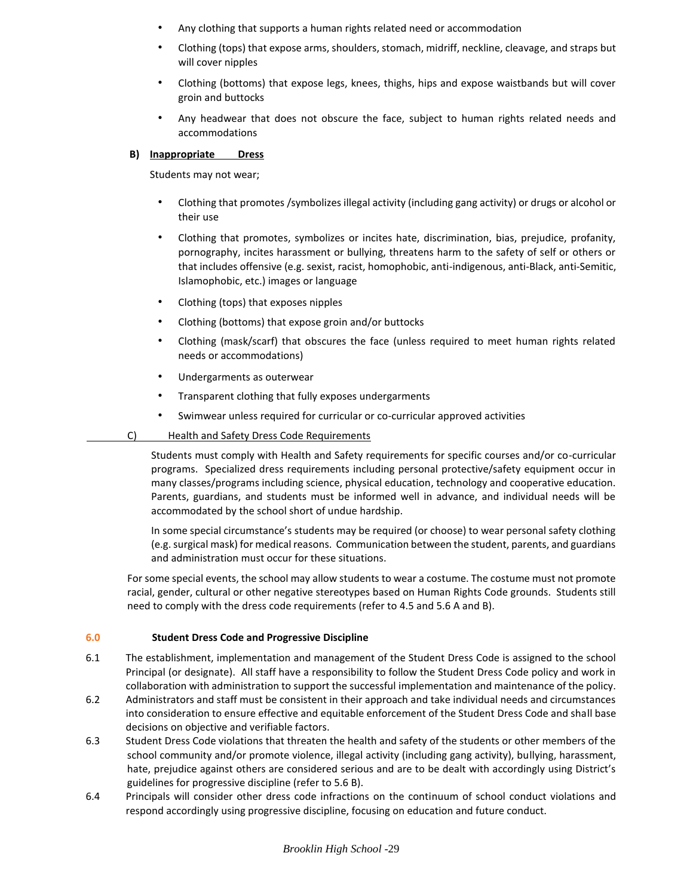- Any clothing that supports a human rights related need or accommodation
- Clothing (tops) that expose arms, shoulders, stomach, midriff, neckline, cleavage, and straps but will cover nipples
- Clothing (bottoms) that expose legs, knees, thighs, hips and expose waistbands but will cover groin and buttocks
- Any headwear that does not obscure the face, subject to human rights related needs and accommodations

**B) Inappropriate Dress**

Students may not wear;

- Clothing that promotes /symbolizes illegal activity (including gang activity) or drugs or alcohol or their use
- Clothing that promotes, symbolizes or incites hate, discrimination, bias, prejudice, profanity, pornography, incites harassment or bullying, threatens harm to the safety of self or others or that includes offensive (e.g. sexist, racist, homophobic, anti-indigenous, anti-Black, anti-Semitic, Islamophobic, etc.) images or language
- Clothing (tops) that exposes nipples
- Clothing (bottoms) that expose groin and/or buttocks
- Clothing (mask/scarf) that obscures the face (unless required to meet human rights related needs or accommodations)
- Undergarments as outerwear
- Transparent clothing that fully exposes undergarments
- Swimwear unless required for curricular or co-curricular approved activities

C) Health and Safety Dress Code Requirements

Students must comply with Health and Safety requirements for specific courses and/or co-curricular programs. Specialized dress requirements including personal protective/safety equipment occur in many classes/programs including science, physical education, technology and cooperative education. Parents, guardians, and students must be informed well in advance, and individual needs will be accommodated by the school short of undue hardship.

In some special circumstance's students may be required (or choose) to wear personal safety clothing (e.g. surgical mask) for medical reasons. Communication between the student, parents, and guardians and administration must occur for these situations.

For some special events, the school may allow students to wear a costume. The costume must not promote racial, gender, cultural or other negative stereotypes based on Human Rights Code grounds. Students still need to comply with the dress code requirements (refer to 4.5 and 5.6 A and B).

## 6.0 Student Dress Code and Progressive Discipline

6.1 The establishment, implementation and management of the Student Dress Code is assigned to the school Principal (or designate). All staff have a responsibility to follow the Student Dress Code policy and work in collaboration with administration to support the successful implementation and maintenance of the policy.

6.2 Administrators and staff must be consistent in their approach and take individual needs and circumstances into consideration to ensure effective and equitable enforcement of the Student Dress Code and shall base decisions on objective and verifiable factors.

6.3 Student Dress Code violations that threaten the health and safety of the students or other members of the school community and/or promote violence, illegal activity (including gang activity), bullying, harassment, hate, prejudice against others are considered serious and are to be dealt with accordingly using District's guidelines for progressive discipline (refer to 5.6 B).

6.4 Principals will consider other dress code infractions on the continuum of school conduct violations and respond accordingly using progressive discipline, focusing on education and future conduct.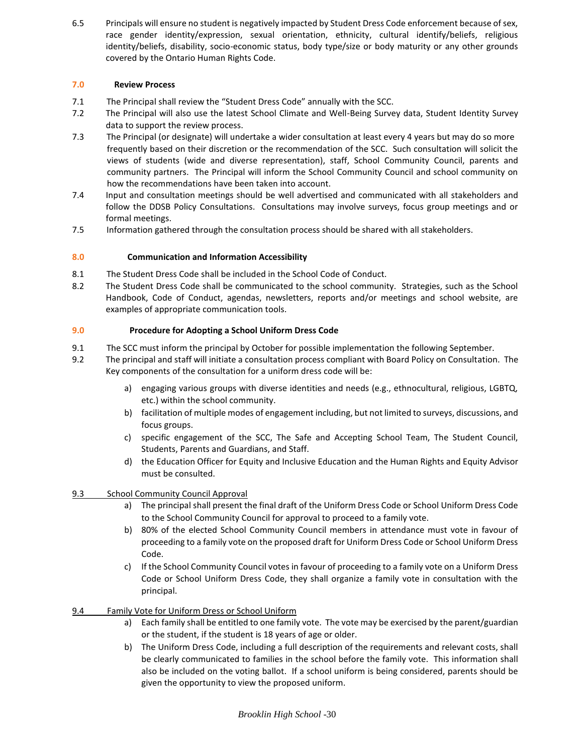6.5 Principals will ensure no student is negatively impacted by Student Dress Code enforcement because of sex, race gender identity/expression, sexual orientation, ethnicity, cultural identify/beliefs, religious identity/beliefs, disability, socio-economic status, body type/size or body maturity or any other grounds covered by the Ontario Human Rights Code.

## 7.0 Review Process

7.1 The Principal shall review the "Student Dress Code" annually with the SCC.

7.2 The Principal will also use the latest School Climate and Well-Being Survey data, Student Identity Survey data to support the review process.

7.3 The Principal (or designate) will undertake a wider consultation at least every 4 years but may do so more frequently based on their discretion or the recommendation of the SCC. Such consultation will solicit the views of students (wide and diverse representation), staff, School Community Council, parents and community partners. The Principal will inform the School Community Council and school community on how the recommendations have been taken into account.

7.4 Input and consultation meetings should be well advertised and communicated with all stakeholders and follow the DDSB Policy Consultations. Consultations may involve surveys, focus group meetings and or formal meetings.

7.5 Information gathered through the consultation process should be shared with all stakeholders.

## 8.0 Communication and Information Accessibility

8.1 The Student Dress Code shall be included in the School Code of Conduct.

8.2 The Student Dress Code shall be communicated to the school community. Strategies, such as the School Handbook, Code of Conduct, agendas, newsletters, reports and/or meetings and school website, are examples of appropriate communication tools.

## 9.0 Procedure for Adopting a School Uniform Dress Code

9.1 The SCC must inform the principal by October for possible implementation the following September.

9.2 The principal and staff will initiate a consultation process compliant with Board Policy on Consultation. The Key components of the consultation for a uniform dress code will be:

a) engaging various groups with diverse identities and needs (e.g., ethnocultural, religious, LGBTQ, etc.) within the school community.

b) facilitation of multiple modes of engagement including, but not limited to surveys, discussions, and focus groups.

c) specific engagement of the SCC, The Safe and Accepting School Team, The Student Council, Students, Parents and Guardians, and Staff.

d) the Education Officer for Equity and Inclusive Education and the Human Rights and Equity Advisor must be consulted.

9.3 School Community Council Approval

a) The principal shall present the final draft of the Uniform Dress Code or School Uniform Dress Code to the School Community Council for approval to proceed to a family vote.

b) 80% of the elected School Community Council members in attendance must vote in favour of proceeding to a family vote on the proposed draft for Uniform Dress Code or School Uniform Dress Code.

c) If the School Community Council votes in favour of proceeding to a family vote on a Uniform Dress Code or School Uniform Dress Code, they shall organize a family vote in consultation with the principal.

9.4 Family Vote for Uniform Dress or School Uniform

a) Each family shall be entitled to one family vote. The vote may be exercised by the parent/guardian or the student, if the student is 18 years of age or older.

b) The Uniform Dress Code, including a full description of the requirements and relevant costs, shall be clearly communicated to families in the school before the family vote. This information shall also be included on the voting ballot. If a school uniform is being considered, parents should be given the opportunity to view the proposed uniform.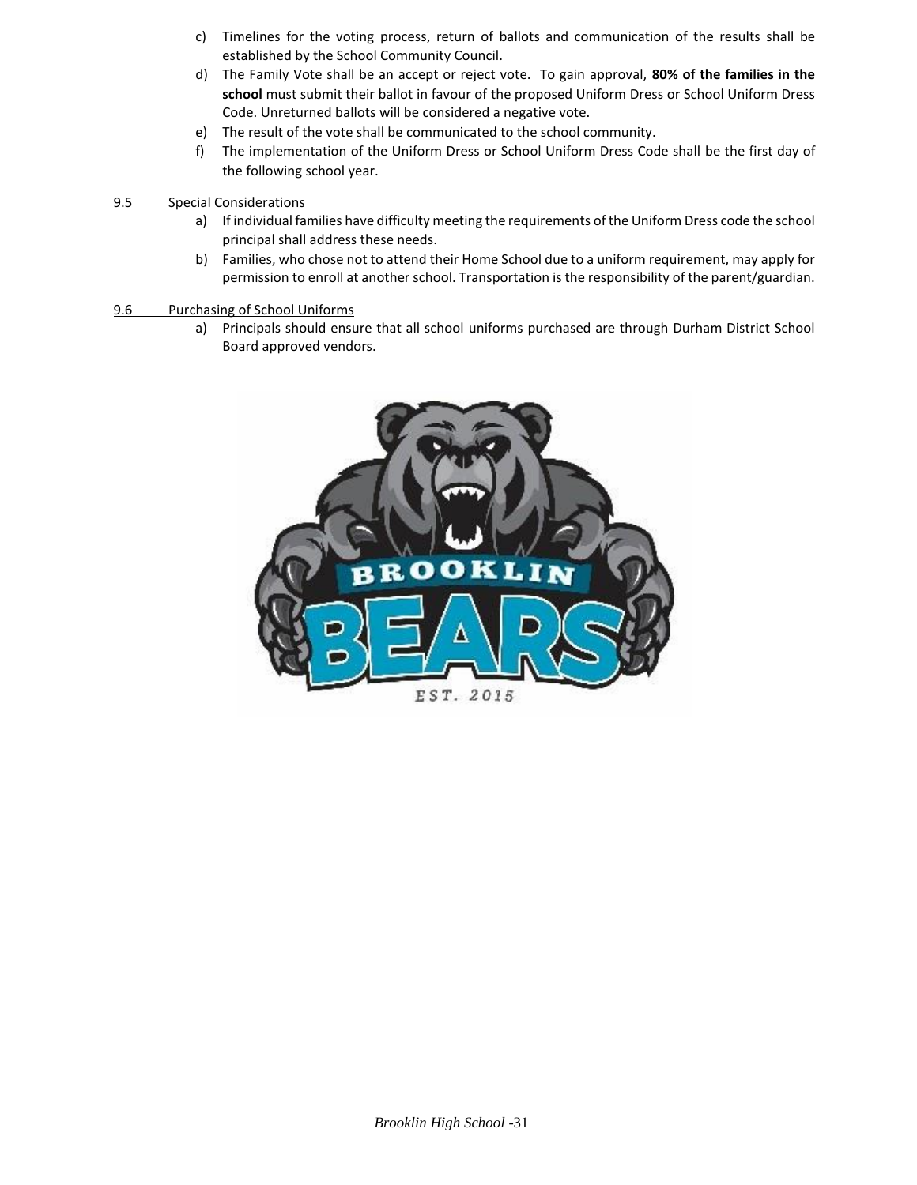c) Timelines for the voting process, return of ballots and communication of the results shall be established by the School Community Council.
d) The Family Vote shall be an accept or reject vote. To gain approval, **80% of the families in the school** must submit their ballot in favour of the proposed Uniform Dress or School Uniform Dress Code. Unreturned ballots will be considered a negative vote.
e) The result of the vote shall be communicated to the school community.
f) The implementation of the Uniform Dress or School Uniform Dress Code shall be the first day of the following school year.

<u>9.5 Special Considerations</u>

a) If individual families have difficulty meeting the requirements of the Uniform Dress code the school principal shall address these needs.
b) Families, who chose not to attend their Home School due to a uniform requirement, may apply for permission to enroll at another school. Transportation is the responsibility of the parent/guardian.

<u>9.6 Purchasing of School Uniforms</u>

a) Principals should ensure that all school uniforms purchased are through Durham District School Board approved vendors.

BROOKLIN

BEARS

EST. 2015